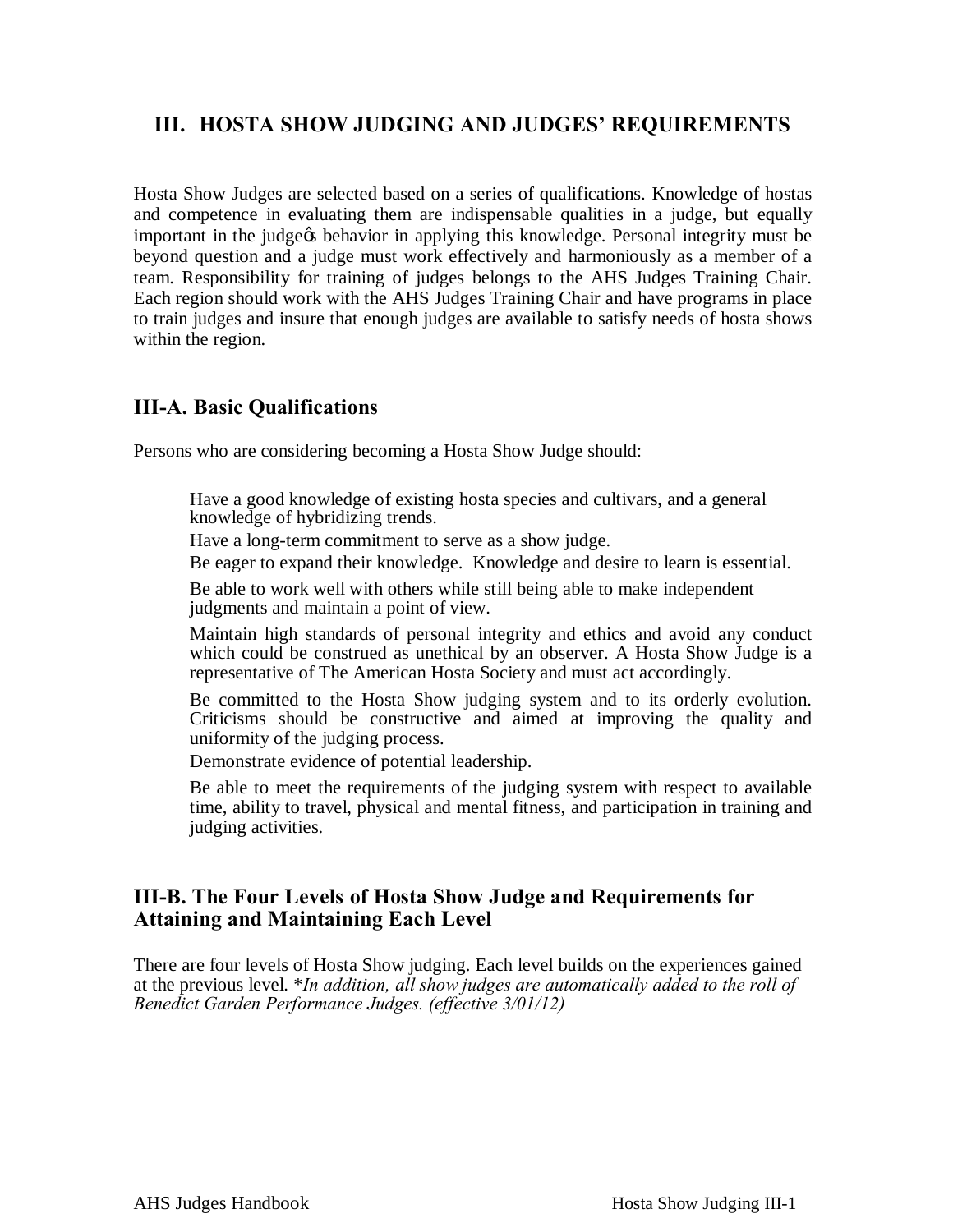## III. HOSTA SHOW JUDGING AND JUDGES' REQUIREMENTS

Hosta Show Judges are selected based on a series of qualifications. Knowledge of hostas and competence in evaluating them are indispensable qualities in a judge, but equally important in the judge's behavior in applying this knowledge. Personal integrity must be beyond question and a judge must work effectively and harmoniously as a member of a team. Responsibility for training of judges belongs to the AHS Judges Training Chair. Each region should work with the AHS Judges Training Chair and have programs in place to train judges and insure that enough judges are available to satisfy needs of hosta shows within the region.

### III-A. Basic Qualifications

Persons who are considering becoming a Hosta Show Judge should:

- Have a good knowledge of existing hosta species and cultivars, and a general knowledge of hybridizing trends.
- Have a long-term commitment to serve as a show judge.
- Be eager to expand their knowledge. Knowledge and desire to learn is essential.
- Be able to work well with others while still being able to make independent judgments and maintain a point of view.
- Maintain high standards of personal integrity and ethics and avoid any conduct which could be construed as unethical by an observer. A Hosta Show Judge is a representative of The American Hosta Society and must act accordingly.
- Be committed to the Hosta Show judging system and to its orderly evolution. Criticisms should be constructive and aimed at improving the quality and uniformity of the judging process.
- Demonstrate evidence of potential leadership.
- Be able to meet the requirements of the judging system with respect to available time, ability to travel, physical and mental fitness, and participation in training and judging activities.

### III-B. The Four Levels of Hosta Show Judge and Requirements for Attaining and Maintaining Each Level

There are four levels of Hosta Show judging. Each level builds on the experiences gained at the previous level. *\*In addition, all show judges are automatically added to the roll of Benedict Garden Performance Judges. (effective 3/01/12)*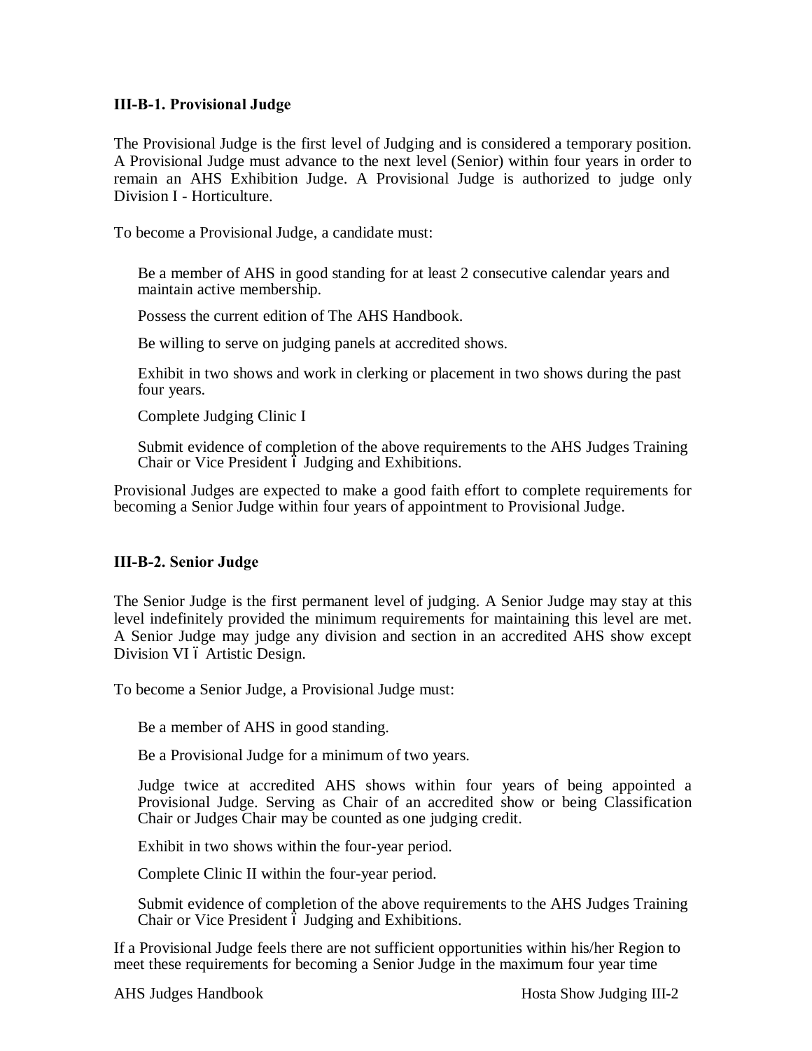### III-B-1. Provisional Judge

The Provisional Judge is the first level of Judging and is considered a temporary position. A Provisional Judge must advance to the next level (Senior) within four years in order to remain an AHS Exhibition Judge. A Provisional Judge is authorized to judge only Division I - Horticulture.

To become a Provisional Judge, a candidate must:

- Be a member of AHS in good standing for at least 2 consecutive calendar years and maintain active membership.
- Possess the current edition of The AHS Handbook.
- Be willing to serve on judging panels at accredited shows.
- Exhibit in two shows and work in clerking or placement in two shows during the past four years.
- Complete Judging Clinic I
- Submit evidence of completion of the above requirements to the AHS Judges Training Chair or Vice President – Judging and Exhibitions.

Provisional Judges are expected to make a good faith effort to complete requirements for becoming a Senior Judge within four years of appointment to Provisional Judge.

### III-B-2. Senior Judge

The Senior Judge is the first permanent level of judging. A Senior Judge may stay at this level indefinitely provided the minimum requirements for maintaining this level are met. A Senior Judge may judge any division and section in an accredited AHS show except Division VI – Artistic Design.

To become a Senior Judge, a Provisional Judge must:

- Be a member of AHS in good standing.
- Be a Provisional Judge for a minimum of two years.
- Judge twice at accredited AHS shows within four years of being appointed a Provisional Judge. Serving as Chair of an accredited show or being Classification Chair or Judges Chair may be counted as one judging credit.
- Exhibit in two shows within the four-year period.
- Complete Clinic II within the four-year period.
- Submit evidence of completion of the above requirements to the AHS Judges Training Chair or Vice President – Judging and Exhibitions.

If a Provisional Judge feels there are not sufficient opportunities within his/her Region to meet these requirements for becoming a Senior Judge in the maximum four year time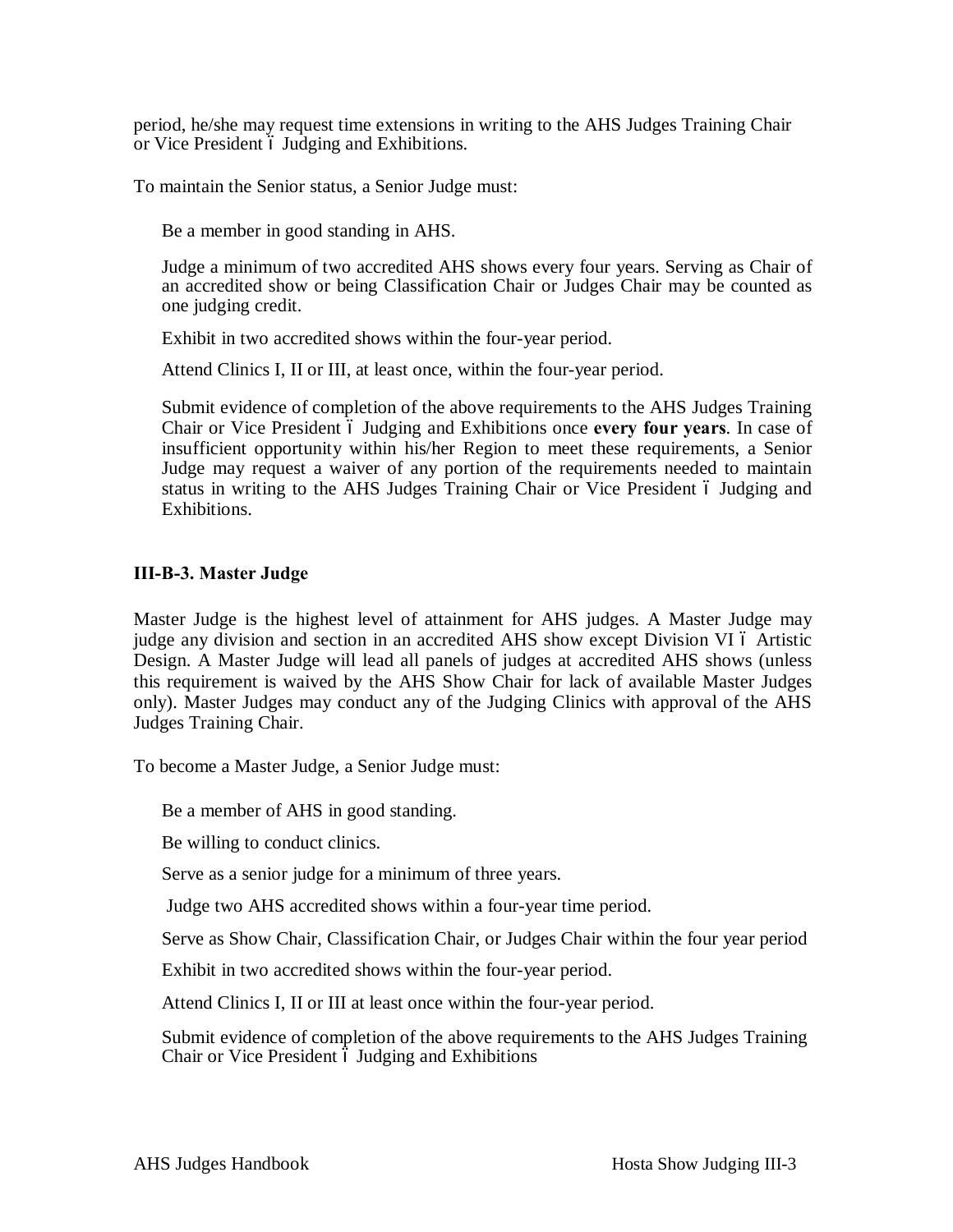period, he/she may request time extensions in writing to the AHS Judges Training Chair or Vice President – Judging and Exhibitions.

To maintain the Senior status, a Senior Judge must:

- Be a member in good standing in AHS.
- Judge a minimum of two accredited AHS shows every four years. Serving as Chair of an accredited show or being Classification Chair or Judges Chair may be counted as one judging credit.
- Exhibit in two accredited shows within the four-year period.
- Attend Clinics I, II or III, at least once, within the four-year period.
- Submit evidence of completion of the above requirements to the AHS Judges Training Chair or Vice President – Judging and Exhibitions once **every four years**. In case of insufficient opportunity within his/her Region to meet these requirements, a Senior Judge may request a waiver of any portion of the requirements needed to maintain status in writing to the AHS Judges Training Chair or Vice President – Judging and Exhibitions.

### III-B-3. Master Judge

Master Judge is the highest level of attainment for AHS judges. A Master Judge may judge any division and section in an accredited AHS show except Division VI – Artistic Design. A Master Judge will lead all panels of judges at accredited AHS shows (unless this requirement is waived by the AHS Show Chair for lack of available Master Judges only). Master Judges may conduct any of the Judging Clinics with approval of the AHS Judges Training Chair.

To become a Master Judge, a Senior Judge must:

- Be a member of AHS in good standing.
- Be willing to conduct clinics.
- Serve as a senior judge for a minimum of three years.
- Judge two AHS accredited shows within a four-year time period.
- Serve as Show Chair, Classification Chair, or Judges Chair within the four year period
- Exhibit in two accredited shows within the four-year period.
- Attend Clinics I, II or III at least once within the four-year period.
- Submit evidence of completion of the above requirements to the AHS Judges Training Chair or Vice President – Judging and Exhibitions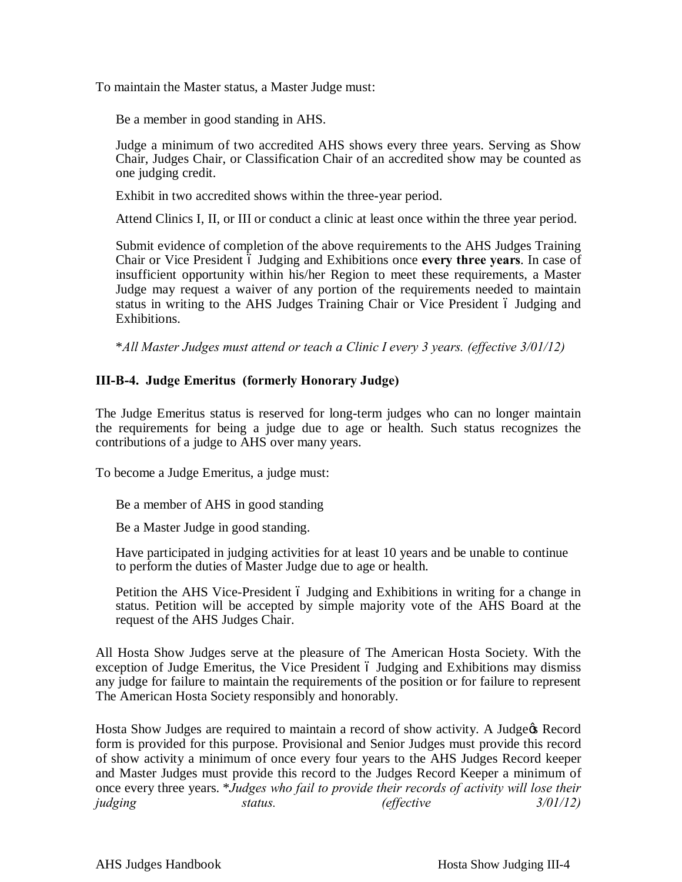To maintain the Master status, a Master Judge must:

Be a member in good standing in AHS.

Judge a minimum of two accredited AHS shows every three years. Serving as Show Chair, Judges Chair, or Classification Chair of an accredited show may be counted as one judging credit.

Exhibit in two accredited shows within the three-year period.

Attend Clinics I, II, or III or conduct a clinic at least once within the three year period.

Submit evidence of completion of the above requirements to the AHS Judges Training Chair or Vice President – Judging and Exhibitions once **every three years**. In case of insufficient opportunity within his/her Region to meet these requirements, a Master Judge may request a waiver of any portion of the requirements needed to maintain status in writing to the AHS Judges Training Chair or Vice President – Judging and Exhibitions.

*\*All Master Judges must attend or teach a Clinic I every 3 years. (effective 3/01/12)*

### III-B-4. Judge Emeritus (formerly Honorary Judge)

The Judge Emeritus status is reserved for long-term judges who can no longer maintain the requirements for being a judge due to age or health. Such status recognizes the contributions of a judge to AHS over many years.

To become a Judge Emeritus, a judge must:

Be a member of AHS in good standing

Be a Master Judge in good standing.

Have participated in judging activities for at least 10 years and be unable to continue to perform the duties of Master Judge due to age or health.

Petition the AHS Vice-President – Judging and Exhibitions in writing for a change in status. Petition will be accepted by simple majority vote of the AHS Board at the request of the AHS Judges Chair.

All Hosta Show Judges serve at the pleasure of The American Hosta Society. With the exception of Judge Emeritus, the Vice President – Judging and Exhibitions may dismiss any judge for failure to maintain the requirements of the position or for failure to represent The American Hosta Society responsibly and honorably.

Hosta Show Judges are required to maintain a record of show activity. A Judge's Record form is provided for this purpose. Provisional and Senior Judges must provide this record of show activity a minimum of once every four years to the AHS Judges Record keeper and Master Judges must provide this record to the Judges Record Keeper a minimum of once every three years. *\*Judges who fail to provide their records of activity will lose their judging status. (effective 3/01/12)*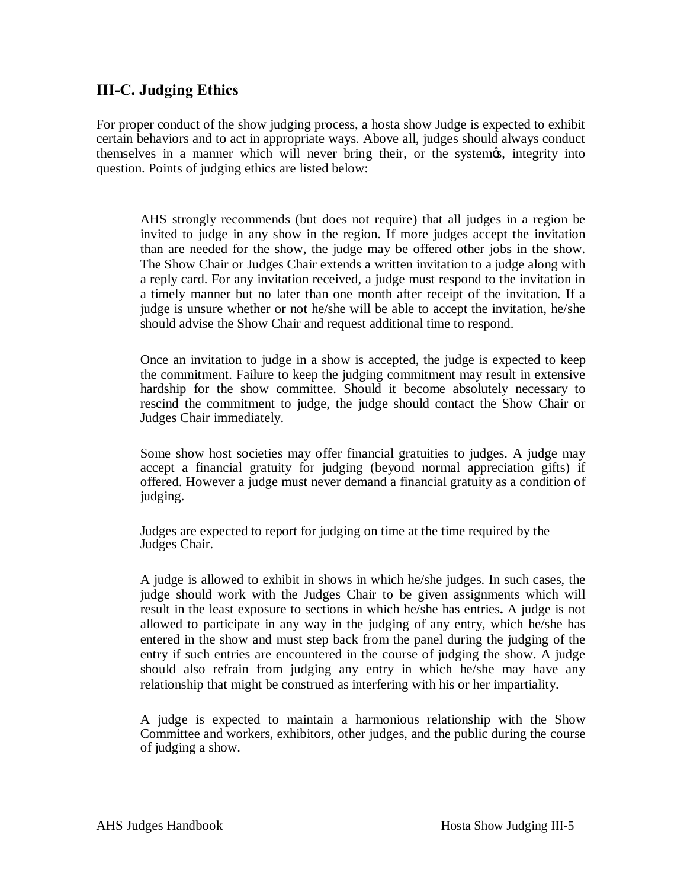## III-C. Judging Ethics

For proper conduct of the show judging process, a hosta show Judge is expected to exhibit certain behaviors and to act in appropriate ways. Above all, judges should always conduct themselves in a manner which will never bring their, or the system's, integrity into question. Points of judging ethics are listed below:

AHS strongly recommends (but does not require) that all judges in a region be invited to judge in any show in the region. If more judges accept the invitation than are needed for the show, the judge may be offered other jobs in the show. The Show Chair or Judges Chair extends a written invitation to a judge along with a reply card. For any invitation received, a judge must respond to the invitation in a timely manner but no later than one month after receipt of the invitation. If a judge is unsure whether or not he/she will be able to accept the invitation, he/she should advise the Show Chair and request additional time to respond.

Once an invitation to judge in a show is accepted, the judge is expected to keep the commitment. Failure to keep the judging commitment may result in extensive hardship for the show committee. Should it become absolutely necessary to rescind the commitment to judge, the judge should contact the Show Chair or Judges Chair immediately.

Some show host societies may offer financial gratuities to judges. A judge may accept a financial gratuity for judging (beyond normal appreciation gifts) if offered. However a judge must never demand a financial gratuity as a condition of judging.

Judges are expected to report for judging on time at the time required by the Judges Chair.

A judge is allowed to exhibit in shows in which he/she judges. In such cases, the judge should work with the Judges Chair to be given assignments which will result in the least exposure to sections in which he/she has entries. A judge is not allowed to participate in any way in the judging of any entry, which he/she has entered in the show and must step back from the panel during the judging of the entry if such entries are encountered in the course of judging the show. A judge should also refrain from judging any entry in which he/she may have any relationship that might be construed as interfering with his or her impartiality.

A judge is expected to maintain a harmonious relationship with the Show Committee and workers, exhibitors, other judges, and the public during the course of judging a show.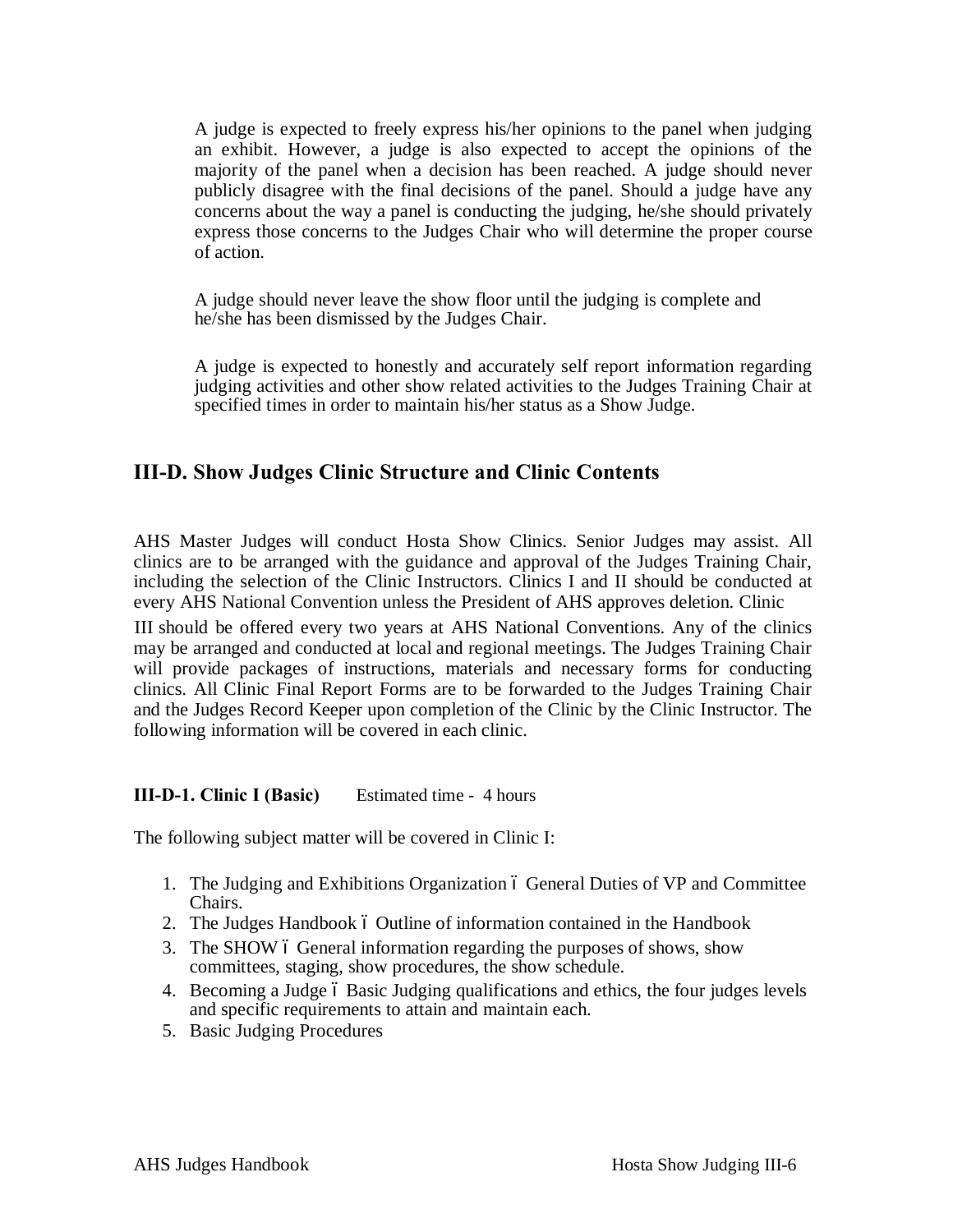A judge is expected to freely express his/her opinions to the panel when judging an exhibit. However, a judge is also expected to accept the opinions of the majority of the panel when a decision has been reached. A judge should never publicly disagree with the final decisions of the panel. Should a judge have any concerns about the way a panel is conducting the judging, he/she should privately express those concerns to the Judges Chair who will determine the proper course of action.

A judge should never leave the show floor until the judging is complete and he/she has been dismissed by the Judges Chair.

A judge is expected to honestly and accurately self report information regarding judging activities and other show related activities to the Judges Training Chair at specified times in order to maintain his/her status as a Show Judge.

## III-D. Show Judges Clinic Structure and Clinic Contents

AHS Master Judges will conduct Hosta Show Clinics. Senior Judges may assist. All clinics are to be arranged with the guidance and approval of the Judges Training Chair, including the selection of the Clinic Instructors. Clinics I and II should be conducted at every AHS National Convention unless the President of AHS approves deletion. Clinic III should be offered every two years at AHS National Conventions. Any of the clinics may be arranged and conducted at local and regional meetings. The Judges Training Chair will provide packages of instructions, materials and necessary forms for conducting clinics. All Clinic Final Report Forms are to be forwarded to the Judges Training Chair and the Judges Record Keeper upon completion of the Clinic by the Clinic Instructor. The following information will be covered in each clinic.

**III-D-1. Clinic I (Basic)** Estimated time - 4 hours

The following subject matter will be covered in Clinic I:

1. The Judging and Exhibitions Organization – General Duties of VP and Committee Chairs.
2. The Judges Handbook – Outline of information contained in the Handbook
3. The SHOW – General information regarding the purposes of shows, show committees, staging, show procedures, the show schedule.
4. Becoming a Judge – Basic Judging qualifications and ethics, the four judges levels and specific requirements to attain and maintain each.
5. Basic Judging Procedures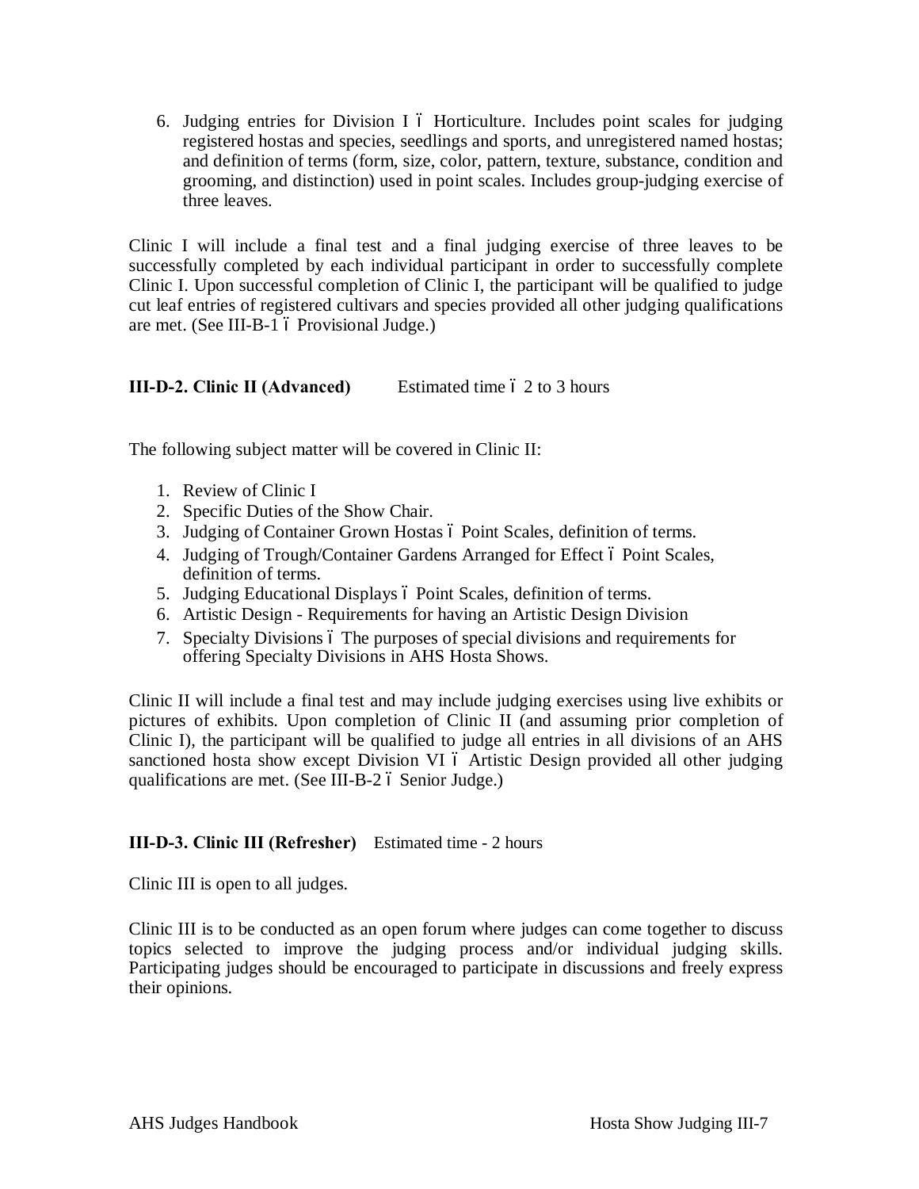6. Judging entries for Division I ó Horticulture. Includes point scales for judging registered hostas and species, seedlings and sports, and unregistered named hostas; and definition of terms (form, size, color, pattern, texture, substance, condition and grooming, and distinction) used in point scales. Includes group-judging exercise of three leaves.

Clinic I will include a final test and a final judging exercise of three leaves to be successfully completed by each individual participant in order to successfully complete Clinic I. Upon successful completion of Clinic I, the participant will be qualified to judge cut leaf entries of registered cultivars and species provided all other judging qualifications are met. (See III-B-1 ó Provisional Judge.)

**III-D-2. Clinic II (Advanced)** Estimated time ó 2 to 3 hours

The following subject matter will be covered in Clinic II:

1. Review of Clinic I
2. Specific Duties of the Show Chair.
3. Judging of Container Grown Hostas ó Point Scales, definition of terms.
4. Judging of Trough/Container Gardens Arranged for Effect ó Point Scales, definition of terms.
5. Judging Educational Displays ó Point Scales, definition of terms.
6. Artistic Design - Requirements for having an Artistic Design Division
7. Specialty Divisions ó The purposes of special divisions and requirements for offering Specialty Divisions in AHS Hosta Shows.

Clinic II will include a final test and may include judging exercises using live exhibits or pictures of exhibits. Upon completion of Clinic II (and assuming prior completion of Clinic I), the participant will be qualified to judge all entries in all divisions of an AHS sanctioned hosta show except Division VI ó Artistic Design provided all other judging qualifications are met. (See III-B-2 ó Senior Judge.)

**III-D-3. Clinic III (Refresher)** Estimated time - 2 hours

Clinic III is open to all judges.

Clinic III is to be conducted as an open forum where judges can come together to discuss topics selected to improve the judging process and/or individual judging skills. Participating judges should be encouraged to participate in discussions and freely express their opinions.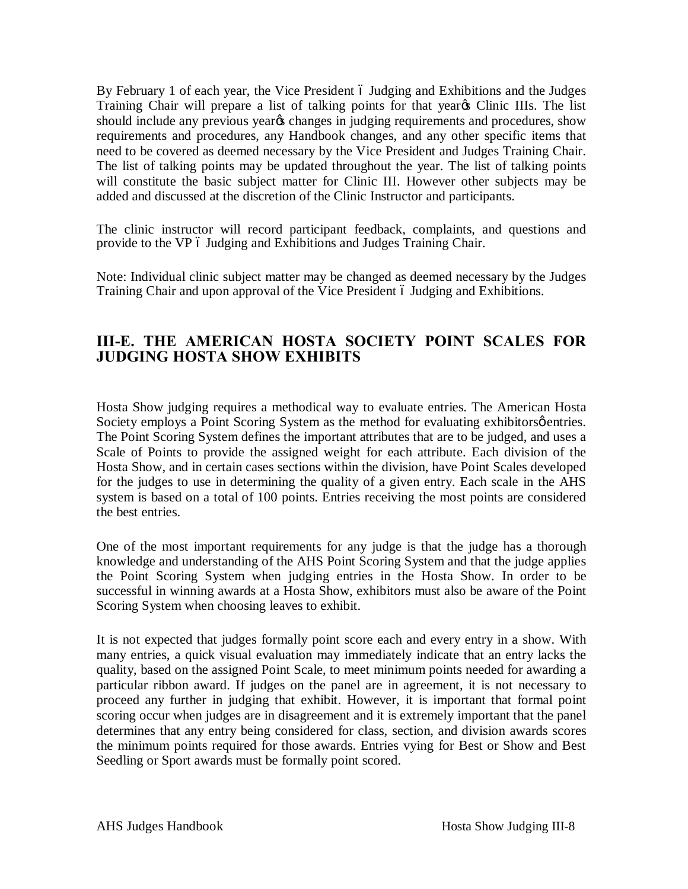By February 1 of each year, the Vice President – Judging and Exhibitions and the Judges Training Chair will prepare a list of talking points for that year's Clinic IIIs. The list should include any previous year's changes in judging requirements and procedures, show requirements and procedures, any Handbook changes, and any other specific items that need to be covered as deemed necessary by the Vice President and Judges Training Chair. The list of talking points may be updated throughout the year. The list of talking points will constitute the basic subject matter for Clinic III. However other subjects may be added and discussed at the discretion of the Clinic Instructor and participants.

The clinic instructor will record participant feedback, complaints, and questions and provide to the VP – Judging and Exhibitions and Judges Training Chair.

Note: Individual clinic subject matter may be changed as deemed necessary by the Judges Training Chair and upon approval of the Vice President – Judging and Exhibitions.

## III-E. THE AMERICAN HOSTA SOCIETY POINT SCALES FOR JUDGING HOSTA SHOW EXHIBITS

Hosta Show judging requires a methodical way to evaluate entries. The American Hosta Society employs a Point Scoring System as the method for evaluating exhibitors' entries. The Point Scoring System defines the important attributes that are to be judged, and uses a Scale of Points to provide the assigned weight for each attribute. Each division of the Hosta Show, and in certain cases sections within the division, have Point Scales developed for the judges to use in determining the quality of a given entry. Each scale in the AHS system is based on a total of 100 points. Entries receiving the most points are considered the best entries.

One of the most important requirements for any judge is that the judge has a thorough knowledge and understanding of the AHS Point Scoring System and that the judge applies the Point Scoring System when judging entries in the Hosta Show. In order to be successful in winning awards at a Hosta Show, exhibitors must also be aware of the Point Scoring System when choosing leaves to exhibit.

It is not expected that judges formally point score each and every entry in a show. With many entries, a quick visual evaluation may immediately indicate that an entry lacks the quality, based on the assigned Point Scale, to meet minimum points needed for awarding a particular ribbon award. If judges on the panel are in agreement, it is not necessary to proceed any further in judging that exhibit. However, it is important that formal point scoring occur when judges are in disagreement and it is extremely important that the panel determines that any entry being considered for class, section, and division awards scores the minimum points required for those awards. Entries vying for Best or Show and Best Seedling or Sport awards must be formally point scored.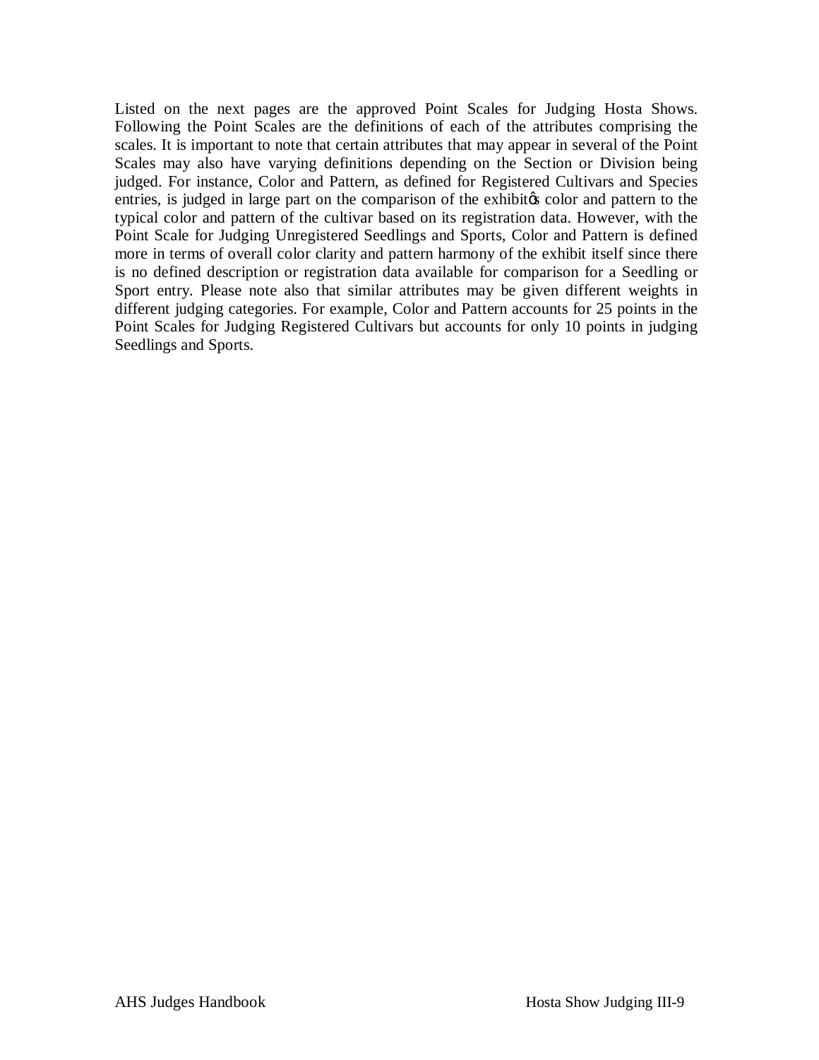Listed on the next pages are the approved Point Scales for Judging Hosta Shows. Following the Point Scales are the definitions of each of the attributes comprising the scales. It is important to note that certain attributes that may appear in several of the Point Scales may also have varying definitions depending on the Section or Division being judged. For instance, Color and Pattern, as defined for Registered Cultivars and Species entries, is judged in large part on the comparison of the exhibit's color and pattern to the typical color and pattern of the cultivar based on its registration data. However, with the Point Scale for Judging Unregistered Seedlings and Sports, Color and Pattern is defined more in terms of overall color clarity and pattern harmony of the exhibit itself since there is no defined description or registration data available for comparison for a Seedling or Sport entry. Please note also that similar attributes may be given different weights in different judging categories. For example, Color and Pattern accounts for 25 points in the Point Scales for Judging Registered Cultivars but accounts for only 10 points in judging Seedlings and Sports.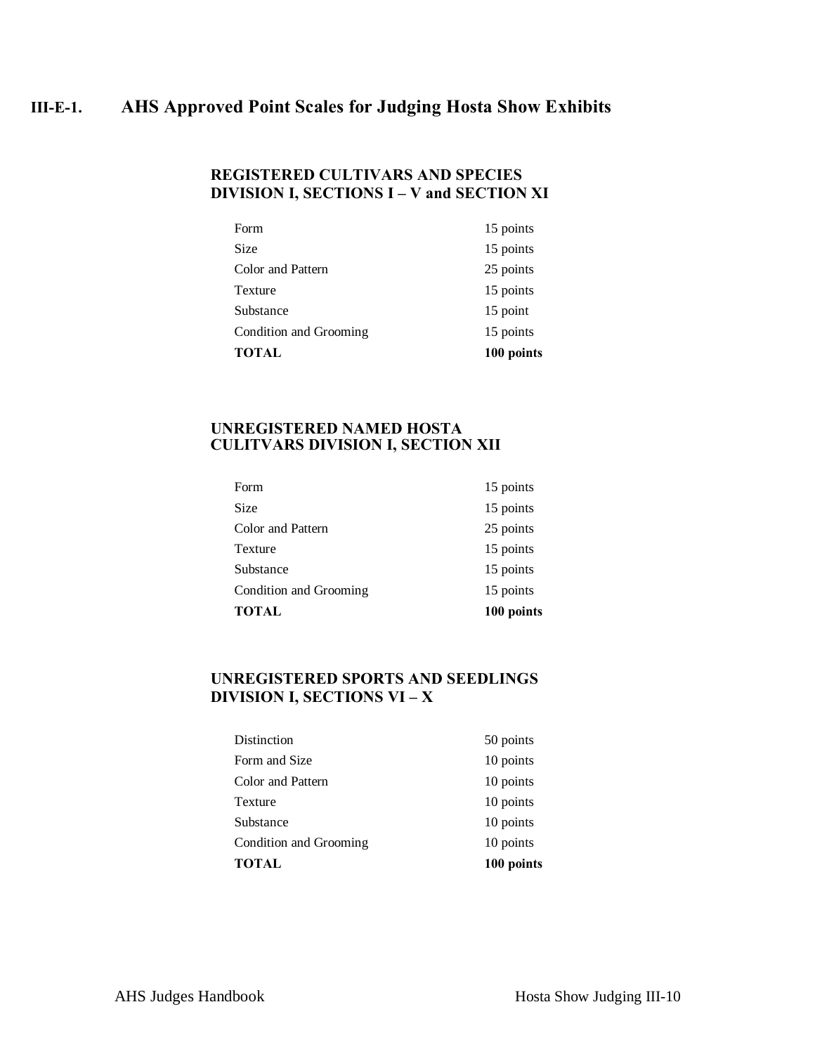## III-E-1. AHS Approved Point Scales for Judging Hosta Show Exhibits

### REGISTERED CULTIVARS AND SPECIES DIVISION I, SECTIONS I – V and SECTION XI

| | |
|---|---|
| Form | 15 points |
| Size | 15 points |
| Color and Pattern | 25 points |
| Texture | 15 points |
| Substance | 15 point |
| Condition and Grooming | 15 points |
| **TOTAL** | **100 points** |

### UNREGISTERED NAMED HOSTA CULITVARS DIVISION I, SECTION XII

| | |
|---|---|
| Form | 15 points |
| Size | 15 points |
| Color and Pattern | 25 points |
| Texture | 15 points |
| Substance | 15 points |
| Condition and Grooming | 15 points |
| **TOTAL** | **100 points** |

### UNREGISTERED SPORTS AND SEEDLINGS DIVISION I, SECTIONS VI – X

| | |
|---|---|
| Distinction | 50 points |
| Form and Size | 10 points |
| Color and Pattern | 10 points |
| Texture | 10 points |
| Substance | 10 points |
| Condition and Grooming | 10 points |
| **TOTAL** | **100 points** |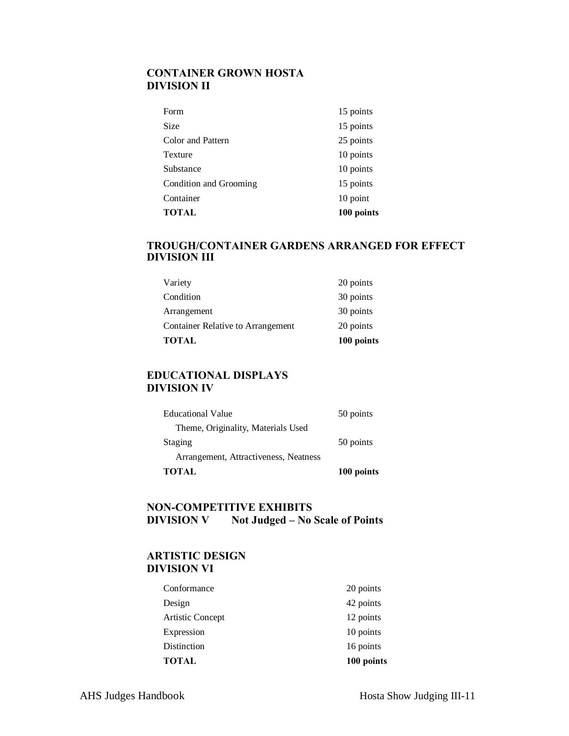## CONTAINER GROWN HOSTA
## DIVISION II

| | |
|---|---|
| Form | 15 points |
| Size | 15 points |
| Color and Pattern | 25 points |
| Texture | 10 points |
| Substance | 10 points |
| Condition and Grooming | 15 points |
| Container | 10 point |
| **TOTAL** | **100 points** |

## TROUGH/CONTAINER GARDENS ARRANGED FOR EFFECT
## DIVISION III

| | |
|---|---|
| Variety | 20 points |
| Condition | 30 points |
| Arrangement | 30 points |
| Container Relative to Arrangement | 20 points |
| **TOTAL** | **100 points** |

## EDUCATIONAL DISPLAYS
## DIVISION IV

| | |
|---|---|
| Educational Value | 50 points |
| Theme, Originality, Materials Used | |
| Staging | 50 points |
| Arrangement, Attractiveness, Neatness | |
| **TOTAL** | **100 points** |

## NON-COMPETITIVE EXHIBITS
## DIVISION V Not Judged – No Scale of Points

## ARTISTIC DESIGN
## DIVISION VI

| | |
|---|---|
| Conformance | 20 points |
| Design | 42 points |
| Artistic Concept | 12 points |
| Expression | 10 points |
| Distinction | 16 points |
| **TOTAL** | **100 points** |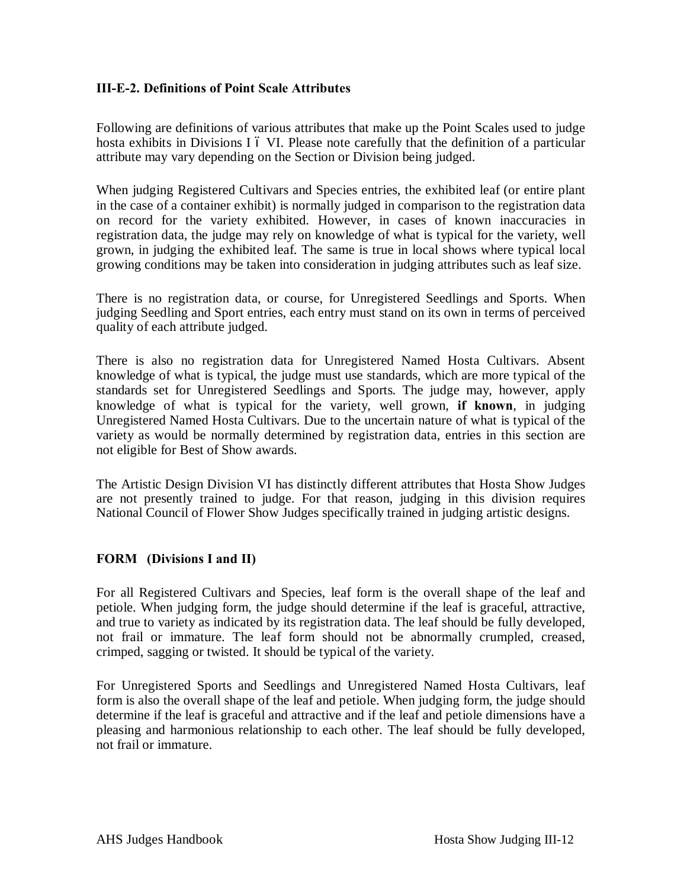### III-E-2. Definitions of Point Scale Attributes

Following are definitions of various attributes that make up the Point Scales used to judge hosta exhibits in Divisions I – VI. Please note carefully that the definition of a particular attribute may vary depending on the Section or Division being judged.

When judging Registered Cultivars and Species entries, the exhibited leaf (or entire plant in the case of a container exhibit) is normally judged in comparison to the registration data on record for the variety exhibited. However, in cases of known inaccuracies in registration data, the judge may rely on knowledge of what is typical for the variety, well grown, in judging the exhibited leaf. The same is true in local shows where typical local growing conditions may be taken into consideration in judging attributes such as leaf size.

There is no registration data, or course, for Unregistered Seedlings and Sports. When judging Seedling and Sport entries, each entry must stand on its own in terms of perceived quality of each attribute judged.

There is also no registration data for Unregistered Named Hosta Cultivars. Absent knowledge of what is typical, the judge must use standards, which are more typical of the standards set for Unregistered Seedlings and Sports. The judge may, however, apply knowledge of what is typical for the variety, well grown, **if known**, in judging Unregistered Named Hosta Cultivars. Due to the uncertain nature of what is typical of the variety as would be normally determined by registration data, entries in this section are not eligible for Best of Show awards.

The Artistic Design Division VI has distinctly different attributes that Hosta Show Judges are not presently trained to judge. For that reason, judging in this division requires National Council of Flower Show Judges specifically trained in judging artistic designs.

### FORM (Divisions I and II)

For all Registered Cultivars and Species, leaf form is the overall shape of the leaf and petiole. When judging form, the judge should determine if the leaf is graceful, attractive, and true to variety as indicated by its registration data. The leaf should be fully developed, not frail or immature. The leaf form should not be abnormally crumpled, creased, crimped, sagging or twisted. It should be typical of the variety.

For Unregistered Sports and Seedlings and Unregistered Named Hosta Cultivars, leaf form is also the overall shape of the leaf and petiole. When judging form, the judge should determine if the leaf is graceful and attractive and if the leaf and petiole dimensions have a pleasing and harmonious relationship to each other. The leaf should be fully developed, not frail or immature.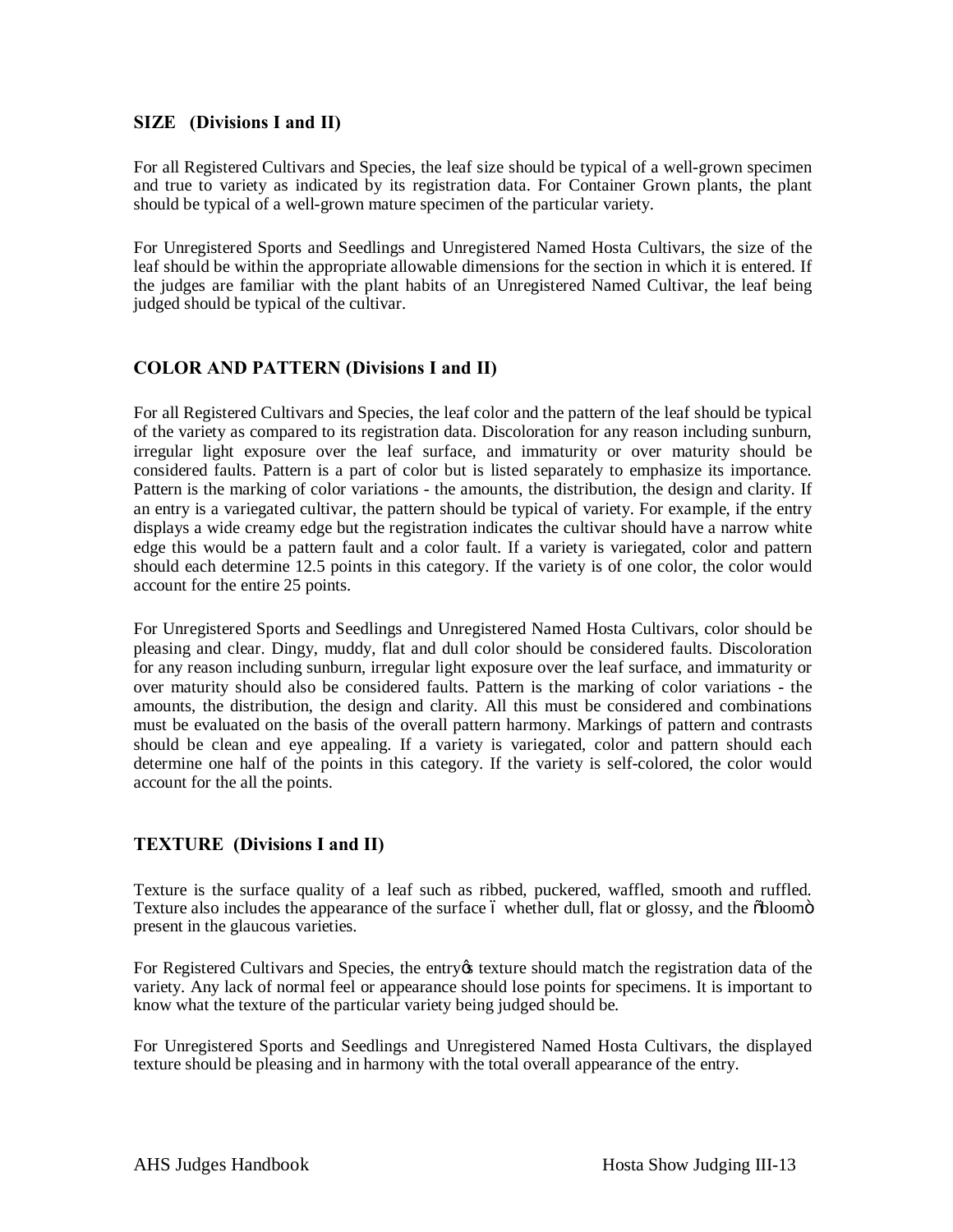### SIZE (Divisions I and II)

For all Registered Cultivars and Species, the leaf size should be typical of a well-grown specimen and true to variety as indicated by its registration data. For Container Grown plants, the plant should be typical of a well-grown mature specimen of the particular variety.

For Unregistered Sports and Seedlings and Unregistered Named Hosta Cultivars, the size of the leaf should be within the appropriate allowable dimensions for the section in which it is entered. If the judges are familiar with the plant habits of an Unregistered Named Cultivar, the leaf being judged should be typical of the cultivar.

### COLOR AND PATTERN (Divisions I and II)

For all Registered Cultivars and Species, the leaf color and the pattern of the leaf should be typical of the variety as compared to its registration data. Discoloration for any reason including sunburn, irregular light exposure over the leaf surface, and immaturity or over maturity should be considered faults. Pattern is a part of color but is listed separately to emphasize its importance. Pattern is the marking of color variations - the amounts, the distribution, the design and clarity. If an entry is a variegated cultivar, the pattern should be typical of variety. For example, if the entry displays a wide creamy edge but the registration indicates the cultivar should have a narrow white edge this would be a pattern fault and a color fault. If a variety is variegated, color and pattern should each determine 12.5 points in this category. If the variety is of one color, the color would account for the entire 25 points.

For Unregistered Sports and Seedlings and Unregistered Named Hosta Cultivars, color should be pleasing and clear. Dingy, muddy, flat and dull color should be considered faults. Discoloration for any reason including sunburn, irregular light exposure over the leaf surface, and immaturity or over maturity should also be considered faults. Pattern is the marking of color variations - the amounts, the distribution, the design and clarity. All this must be considered and combinations must be evaluated on the basis of the overall pattern harmony. Markings of pattern and contrasts should be clean and eye appealing. If a variety is variegated, color and pattern should each determine one half of the points in this category. If the variety is self-colored, the color would account for the all the points.

### TEXTURE (Divisions I and II)

Texture is the surface quality of a leaf such as ribbed, puckered, waffled, smooth and ruffled. Texture also includes the appearance of the surface – whether dull, flat or glossy, and the "bloom" present in the glaucous varieties.

For Registered Cultivars and Species, the entry's texture should match the registration data of the variety. Any lack of normal feel or appearance should lose points for specimens. It is important to know what the texture of the particular variety being judged should be.

For Unregistered Sports and Seedlings and Unregistered Named Hosta Cultivars, the displayed texture should be pleasing and in harmony with the total overall appearance of the entry.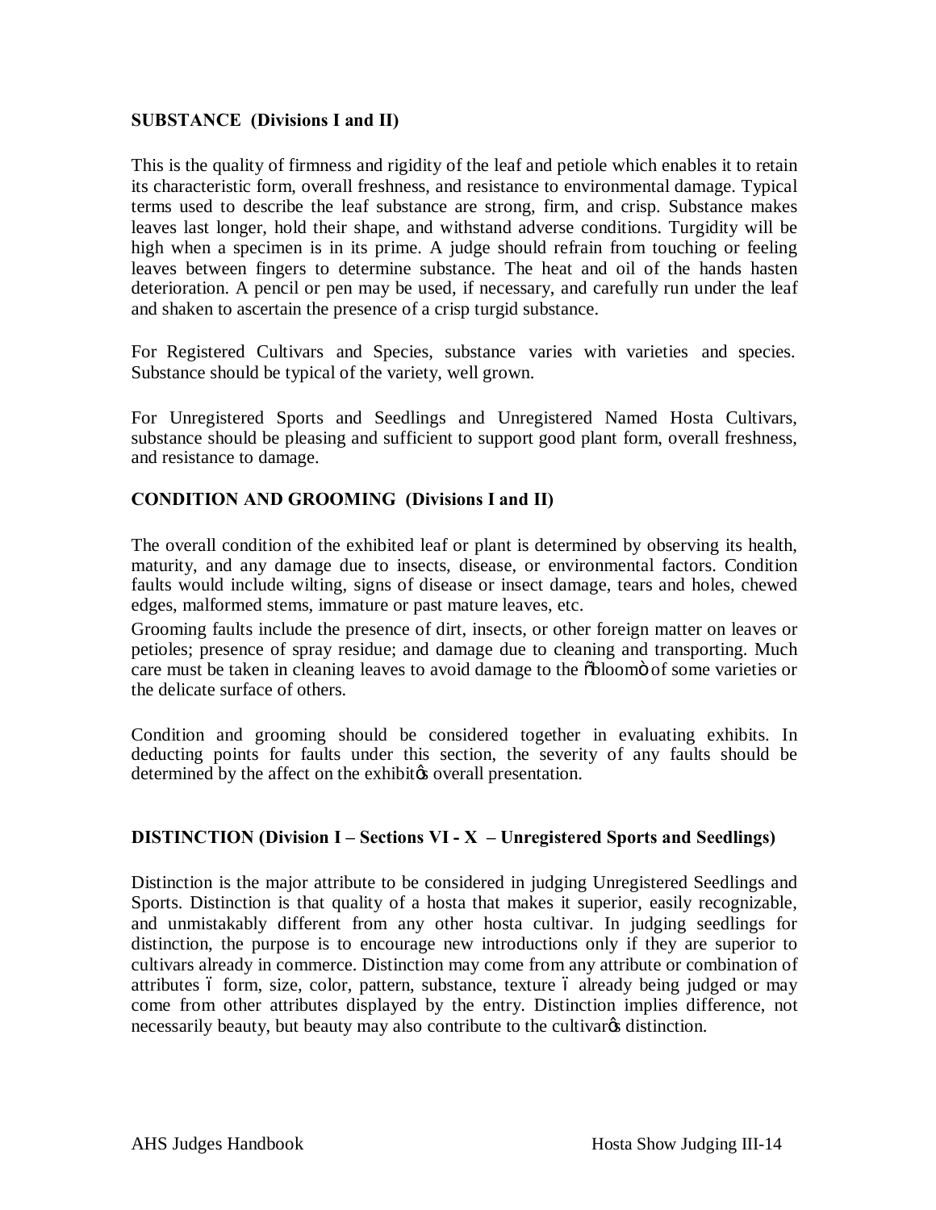**SUBSTANCE (Divisions I and II)**

This is the quality of firmness and rigidity of the leaf and petiole which enables it to retain its characteristic form, overall freshness, and resistance to environmental damage. Typical terms used to describe the leaf substance are strong, firm, and crisp. Substance makes leaves last longer, hold their shape, and withstand adverse conditions. Turgidity will be high when a specimen is in its prime. A judge should refrain from touching or feeling leaves between fingers to determine substance. The heat and oil of the hands hasten deterioration. A pencil or pen may be used, if necessary, and carefully run under the leaf and shaken to ascertain the presence of a crisp turgid substance.

For Registered Cultivars and Species, substance varies with varieties and species. Substance should be typical of the variety, well grown.

For Unregistered Sports and Seedlings and Unregistered Named Hosta Cultivars, substance should be pleasing and sufficient to support good plant form, overall freshness, and resistance to damage.

**CONDITION AND GROOMING (Divisions I and II)**

The overall condition of the exhibited leaf or plant is determined by observing its health, maturity, and any damage due to insects, disease, or environmental factors. Condition faults would include wilting, signs of disease or insect damage, tears and holes, chewed edges, malformed stems, immature or past mature leaves, etc.

Grooming faults include the presence of dirt, insects, or other foreign matter on leaves or petioles; presence of spray residue; and damage due to cleaning and transporting. Much care must be taken in cleaning leaves to avoid damage to the "bloom" of some varieties or the delicate surface of others.

Condition and grooming should be considered together in evaluating exhibits. In deducting points for faults under this section, the severity of any faults should be determined by the affect on the exhibit's overall presentation.

**DISTINCTION (Division I – Sections VI - X – Unregistered Sports and Seedlings)**

Distinction is the major attribute to be considered in judging Unregistered Seedlings and Sports. Distinction is that quality of a hosta that makes it superior, easily recognizable, and unmistakably different from any other hosta cultivar. In judging seedlings for distinction, the purpose is to encourage new introductions only if they are superior to cultivars already in commerce. Distinction may come from any attribute or combination of attributes – form, size, color, pattern, substance, texture – already being judged or may come from other attributes displayed by the entry. Distinction implies difference, not necessarily beauty, but beauty may also contribute to the cultivar's distinction.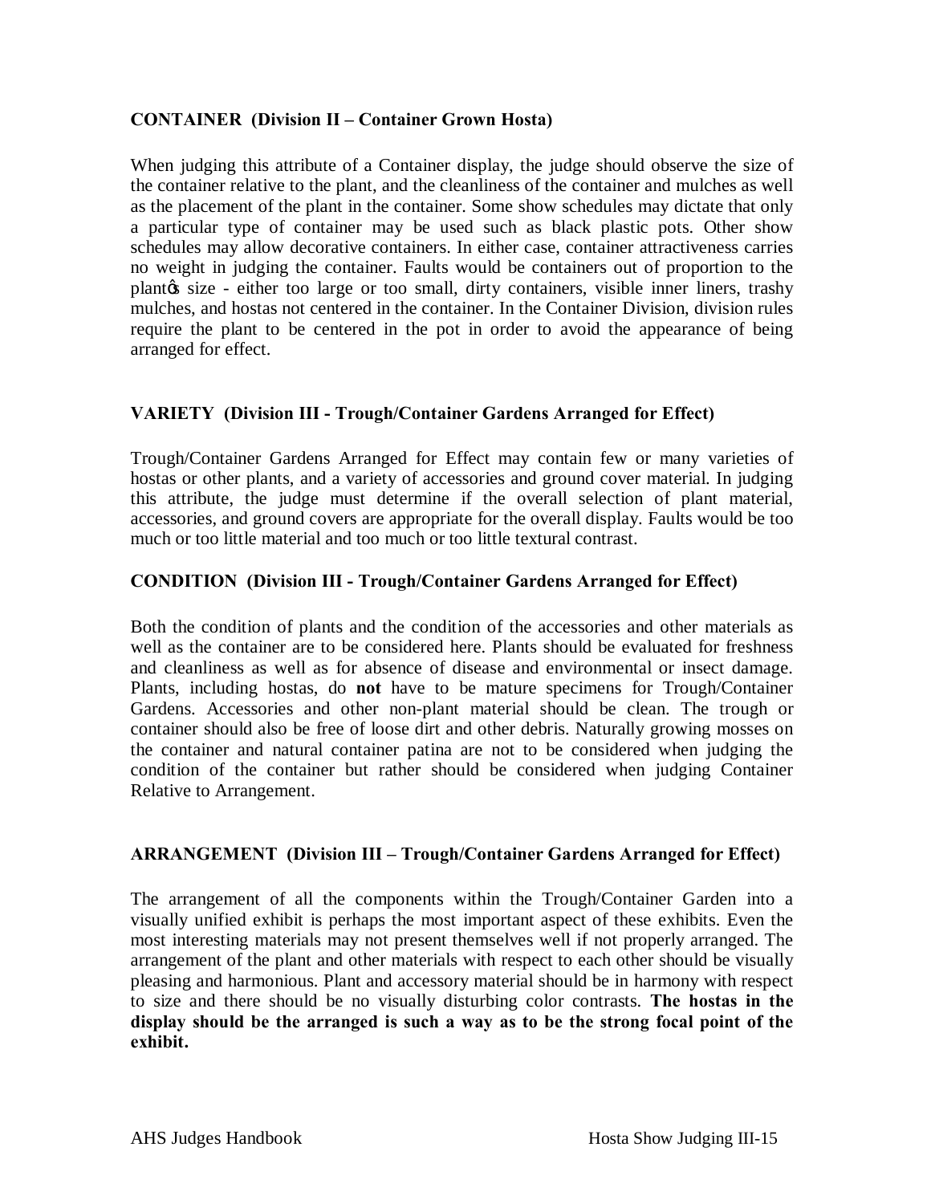### CONTAINER (Division II – Container Grown Hosta)

When judging this attribute of a Container display, the judge should observe the size of the container relative to the plant, and the cleanliness of the container and mulches as well as the placement of the plant in the container. Some show schedules may dictate that only a particular type of container may be used such as black plastic pots. Other show schedules may allow decorative containers. In either case, container attractiveness carries no weight in judging the container. Faults would be containers out of proportion to the plantφs size - either too large or too small, dirty containers, visible inner liners, trashy mulches, and hostas not centered in the container. In the Container Division, division rules require the plant to be centered in the pot in order to avoid the appearance of being arranged for effect.

### VARIETY (Division III - Trough/Container Gardens Arranged for Effect)

Trough/Container Gardens Arranged for Effect may contain few or many varieties of hostas or other plants, and a variety of accessories and ground cover material. In judging this attribute, the judge must determine if the overall selection of plant material, accessories, and ground covers are appropriate for the overall display. Faults would be too much or too little material and too much or too little textural contrast.

### CONDITION (Division III - Trough/Container Gardens Arranged for Effect)

Both the condition of plants and the condition of the accessories and other materials as well as the container are to be considered here. Plants should be evaluated for freshness and cleanliness as well as for absence of disease and environmental or insect damage. Plants, including hostas, do **not** have to be mature specimens for Trough/Container Gardens. Accessories and other non-plant material should be clean. The trough or container should also be free of loose dirt and other debris. Naturally growing mosses on the container and natural container patina are not to be considered when judging the condition of the container but rather should be considered when judging Container Relative to Arrangement.

### ARRANGEMENT (Division III – Trough/Container Gardens Arranged for Effect)

The arrangement of all the components within the Trough/Container Garden into a visually unified exhibit is perhaps the most important aspect of these exhibits. Even the most interesting materials may not present themselves well if not properly arranged. The arrangement of the plant and other materials with respect to each other should be visually pleasing and harmonious. Plant and accessory material should be in harmony with respect to size and there should be no visually disturbing color contrasts. **The hostas in the display should be the arranged is such a way as to be the strong focal point of the exhibit.**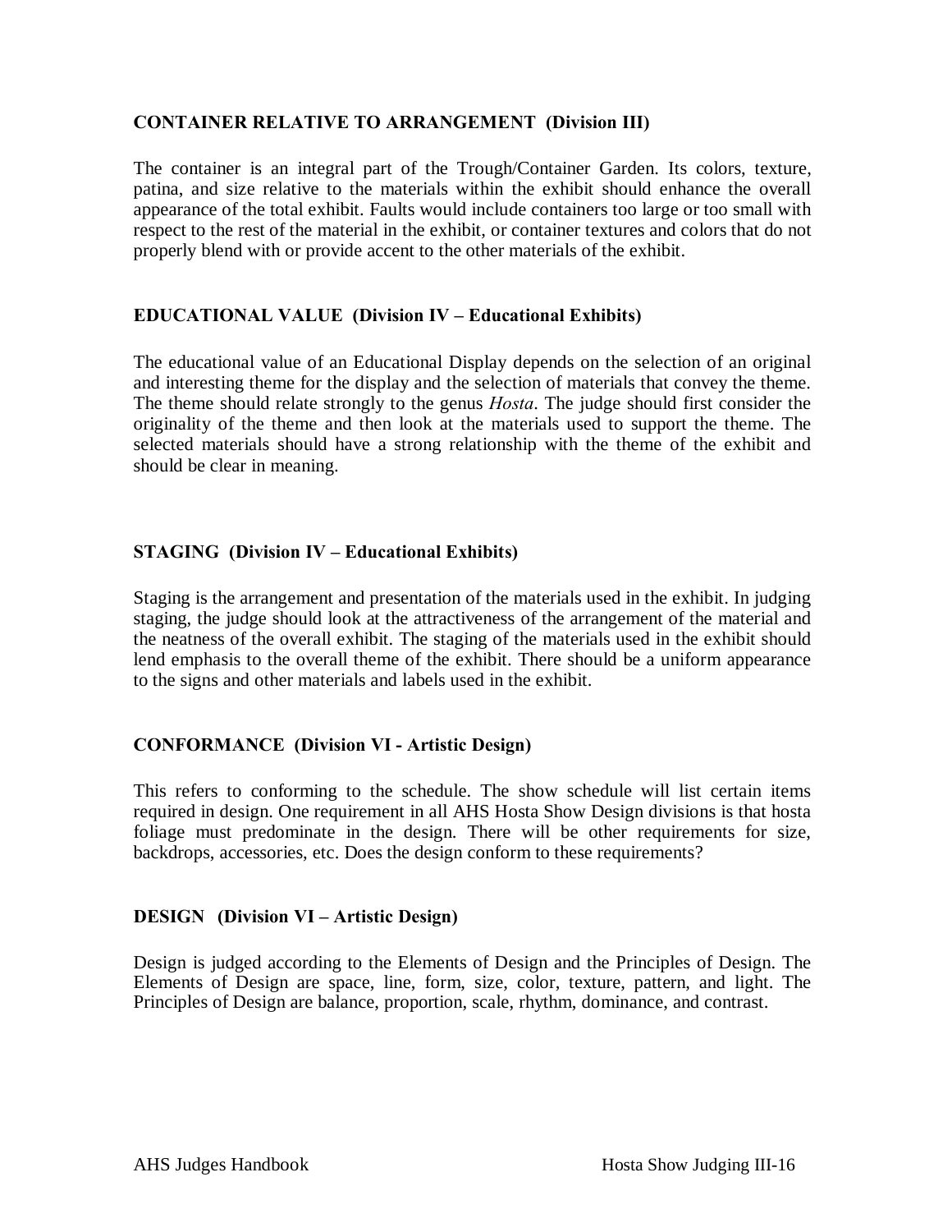### CONTAINER RELATIVE TO ARRANGEMENT (Division III)

The container is an integral part of the Trough/Container Garden. Its colors, texture, patina, and size relative to the materials within the exhibit should enhance the overall appearance of the total exhibit. Faults would include containers too large or too small with respect to the rest of the material in the exhibit, or container textures and colors that do not properly blend with or provide accent to the other materials of the exhibit.

### EDUCATIONAL VALUE (Division IV – Educational Exhibits)

The educational value of an Educational Display depends on the selection of an original and interesting theme for the display and the selection of materials that convey the theme. The theme should relate strongly to the genus *Hosta*. The judge should first consider the originality of the theme and then look at the materials used to support the theme. The selected materials should have a strong relationship with the theme of the exhibit and should be clear in meaning.

### STAGING (Division IV – Educational Exhibits)

Staging is the arrangement and presentation of the materials used in the exhibit. In judging staging, the judge should look at the attractiveness of the arrangement of the material and the neatness of the overall exhibit. The staging of the materials used in the exhibit should lend emphasis to the overall theme of the exhibit. There should be a uniform appearance to the signs and other materials and labels used in the exhibit.

### CONFORMANCE (Division VI - Artistic Design)

This refers to conforming to the schedule. The show schedule will list certain items required in design. One requirement in all AHS Hosta Show Design divisions is that hosta foliage must predominate in the design. There will be other requirements for size, backdrops, accessories, etc. Does the design conform to these requirements?

### DESIGN (Division VI – Artistic Design)

Design is judged according to the Elements of Design and the Principles of Design. The Elements of Design are space, line, form, size, color, texture, pattern, and light. The Principles of Design are balance, proportion, scale, rhythm, dominance, and contrast.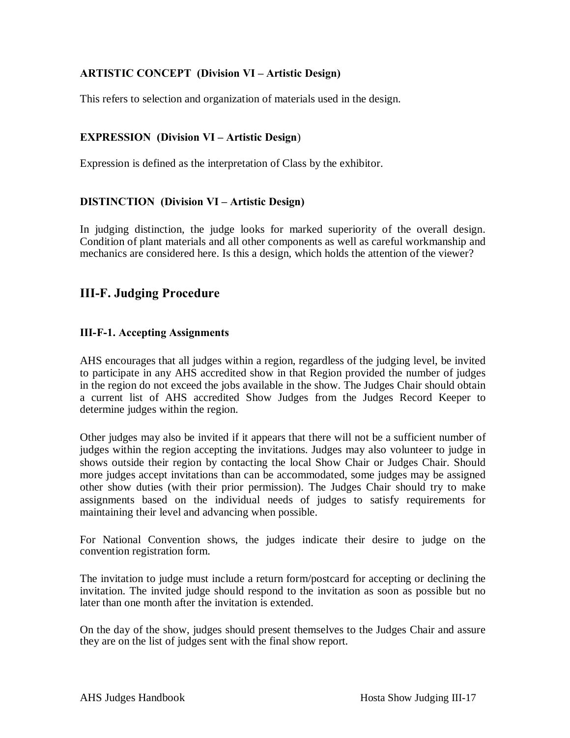### ARTISTIC CONCEPT (Division VI – Artistic Design)

This refers to selection and organization of materials used in the design.

### EXPRESSION (Division VI – Artistic Design)

Expression is defined as the interpretation of Class by the exhibitor.

### DISTINCTION (Division VI – Artistic Design)

In judging distinction, the judge looks for marked superiority of the overall design. Condition of plant materials and all other components as well as careful workmanship and mechanics are considered here. Is this a design, which holds the attention of the viewer?

## III-F. Judging Procedure

### III-F-1. Accepting Assignments

AHS encourages that all judges within a region, regardless of the judging level, be invited to participate in any AHS accredited show in that Region provided the number of judges in the region do not exceed the jobs available in the show. The Judges Chair should obtain a current list of AHS accredited Show Judges from the Judges Record Keeper to determine judges within the region.

Other judges may also be invited if it appears that there will not be a sufficient number of judges within the region accepting the invitations. Judges may also volunteer to judge in shows outside their region by contacting the local Show Chair or Judges Chair. Should more judges accept invitations than can be accommodated, some judges may be assigned other show duties (with their prior permission). The Judges Chair should try to make assignments based on the individual needs of judges to satisfy requirements for maintaining their level and advancing when possible.

For National Convention shows, the judges indicate their desire to judge on the convention registration form.

The invitation to judge must include a return form/postcard for accepting or declining the invitation. The invited judge should respond to the invitation as soon as possible but no later than one month after the invitation is extended.

On the day of the show, judges should present themselves to the Judges Chair and assure they are on the list of judges sent with the final show report.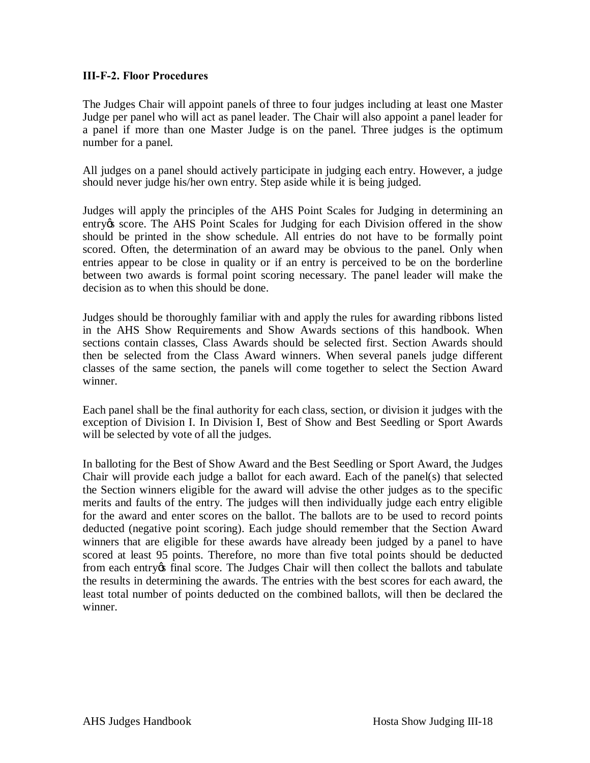### III-F-2. Floor Procedures

The Judges Chair will appoint panels of three to four judges including at least one Master Judge per panel who will act as panel leader. The Chair will also appoint a panel leader for a panel if more than one Master Judge is on the panel. Three judges is the optimum number for a panel.

All judges on a panel should actively participate in judging each entry. However, a judge should never judge his/her own entry. Step aside while it is being judged.

Judges will apply the principles of the AHS Point Scales for Judging in determining an entry's score. The AHS Point Scales for Judging for each Division offered in the show should be printed in the show schedule. All entries do not have to be formally point scored. Often, the determination of an award may be obvious to the panel. Only when entries appear to be close in quality or if an entry is perceived to be on the borderline between two awards is formal point scoring necessary. The panel leader will make the decision as to when this should be done.

Judges should be thoroughly familiar with and apply the rules for awarding ribbons listed in the AHS Show Requirements and Show Awards sections of this handbook. When sections contain classes, Class Awards should be selected first. Section Awards should then be selected from the Class Award winners. When several panels judge different classes of the same section, the panels will come together to select the Section Award winner.

Each panel shall be the final authority for each class, section, or division it judges with the exception of Division I. In Division I, Best of Show and Best Seedling or Sport Awards will be selected by vote of all the judges.

In balloting for the Best of Show Award and the Best Seedling or Sport Award, the Judges Chair will provide each judge a ballot for each award. Each of the panel(s) that selected the Section winners eligible for the award will advise the other judges as to the specific merits and faults of the entry. The judges will then individually judge each entry eligible for the award and enter scores on the ballot. The ballots are to be used to record points deducted (negative point scoring). Each judge should remember that the Section Award winners that are eligible for these awards have already been judged by a panel to have scored at least 95 points. Therefore, no more than five total points should be deducted from each entry's final score. The Judges Chair will then collect the ballots and tabulate the results in determining the awards. The entries with the best scores for each award, the least total number of points deducted on the combined ballots, will then be declared the winner.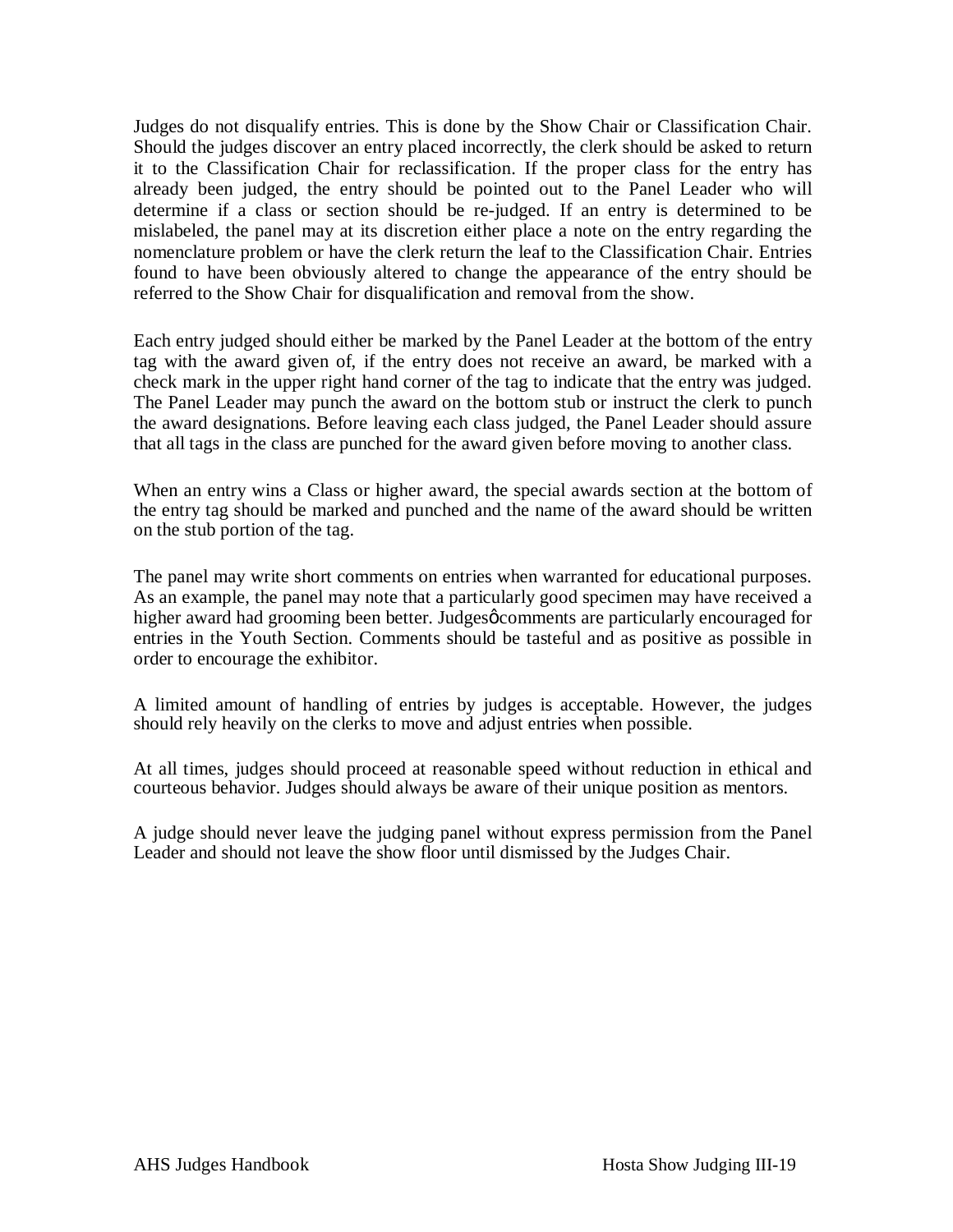Judges do not disqualify entries. This is done by the Show Chair or Classification Chair. Should the judges discover an entry placed incorrectly, the clerk should be asked to return it to the Classification Chair for reclassification. If the proper class for the entry has already been judged, the entry should be pointed out to the Panel Leader who will determine if a class or section should be re-judged. If an entry is determined to be mislabeled, the panel may at its discretion either place a note on the entry regarding the nomenclature problem or have the clerk return the leaf to the Classification Chair. Entries found to have been obviously altered to change the appearance of the entry should be referred to the Show Chair for disqualification and removal from the show.

Each entry judged should either be marked by the Panel Leader at the bottom of the entry tag with the award given of, if the entry does not receive an award, be marked with a check mark in the upper right hand corner of the tag to indicate that the entry was judged. The Panel Leader may punch the award on the bottom stub or instruct the clerk to punch the award designations. Before leaving each class judged, the Panel Leader should assure that all tags in the class are punched for the award given before moving to another class.

When an entry wins a Class or higher award, the special awards section at the bottom of the entry tag should be marked and punched and the name of the award should be written on the stub portion of the tag.

The panel may write short comments on entries when warranted for educational purposes. As an example, the panel may note that a particularly good specimen may have received a higher award had grooming been better. Judgesø comments are particularly encouraged for entries in the Youth Section. Comments should be tasteful and as positive as possible in order to encourage the exhibitor.

A limited amount of handling of entries by judges is acceptable. However, the judges should rely heavily on the clerks to move and adjust entries when possible.

At all times, judges should proceed at reasonable speed without reduction in ethical and courteous behavior. Judges should always be aware of their unique position as mentors.

A judge should never leave the judging panel without express permission from the Panel Leader and should not leave the show floor until dismissed by the Judges Chair.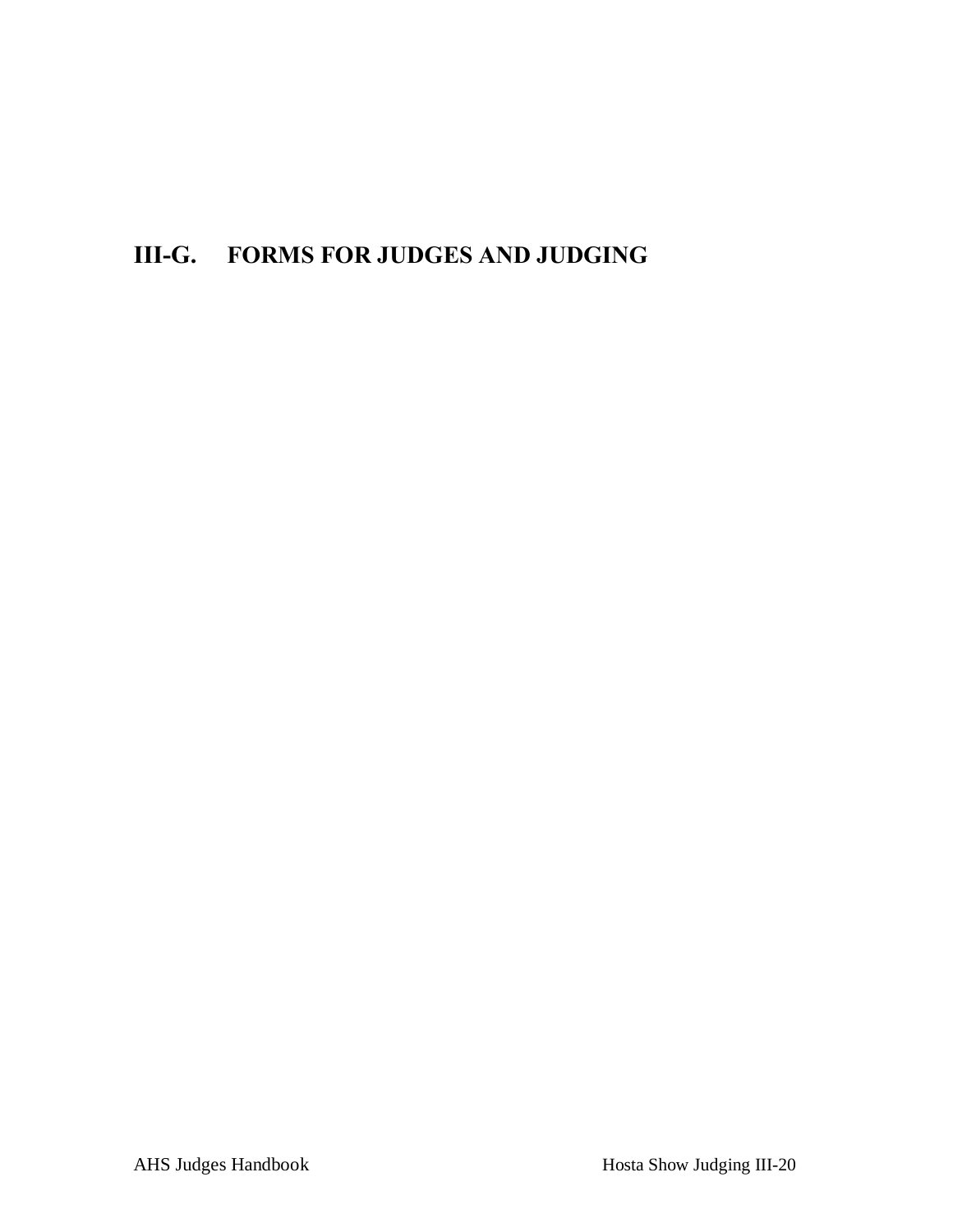## III-G. FORMS FOR JUDGES AND JUDGING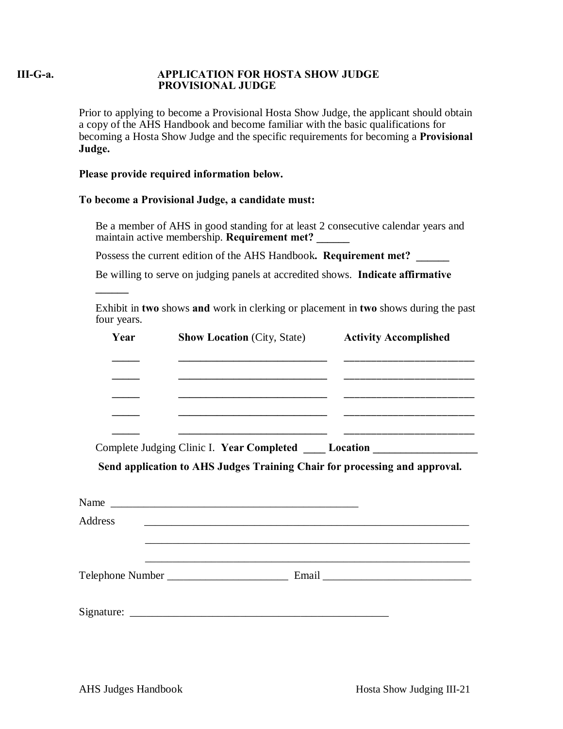# III-G-a. APPLICATION FOR HOSTA SHOW JUDGE
## PROVISIONAL JUDGE

Prior to applying to become a Provisional Hosta Show Judge, the applicant should obtain a copy of the AHS Handbook and become familiar with the basic qualifications for becoming a Hosta Show Judge and the specific requirements for becoming a **Provisional Judge.**

**Please provide required information below.**

**To become a Provisional Judge, a candidate must:**

Be a member of AHS in good standing for at least 2 consecutive calendar years and maintain active membership. **Requirement met? ______**

Possess the current edition of the AHS Handbook**. Requirement met? ______**

Be willing to serve on judging panels at accredited shows. **Indicate affirmative ______**

Exhibit in **two** shows **and** work in clerking or placement in **two** shows during the past four years.

| Year | Show Location (City, State) | Activity Accomplished |
| --- | --- | --- |
| _____ | ___________________________ | _______________________ |
| _____ | ___________________________ | _______________________ |
| _____ | ___________________________ | _______________________ |
| _____ | ___________________________ | _______________________ |
| _____ | ___________________________ | _______________________ |

Complete Judging Clinic I. **Year Completed ____ Location ___________________**

**Send application to AHS Judges Training Chair for processing and approval.**

Name _____________________________________________

Address _____________________________________________________________

_____________________________________________________________

_____________________________________________________________

Telephone Number ______________________ Email ___________________________

Signature: ________________________________________________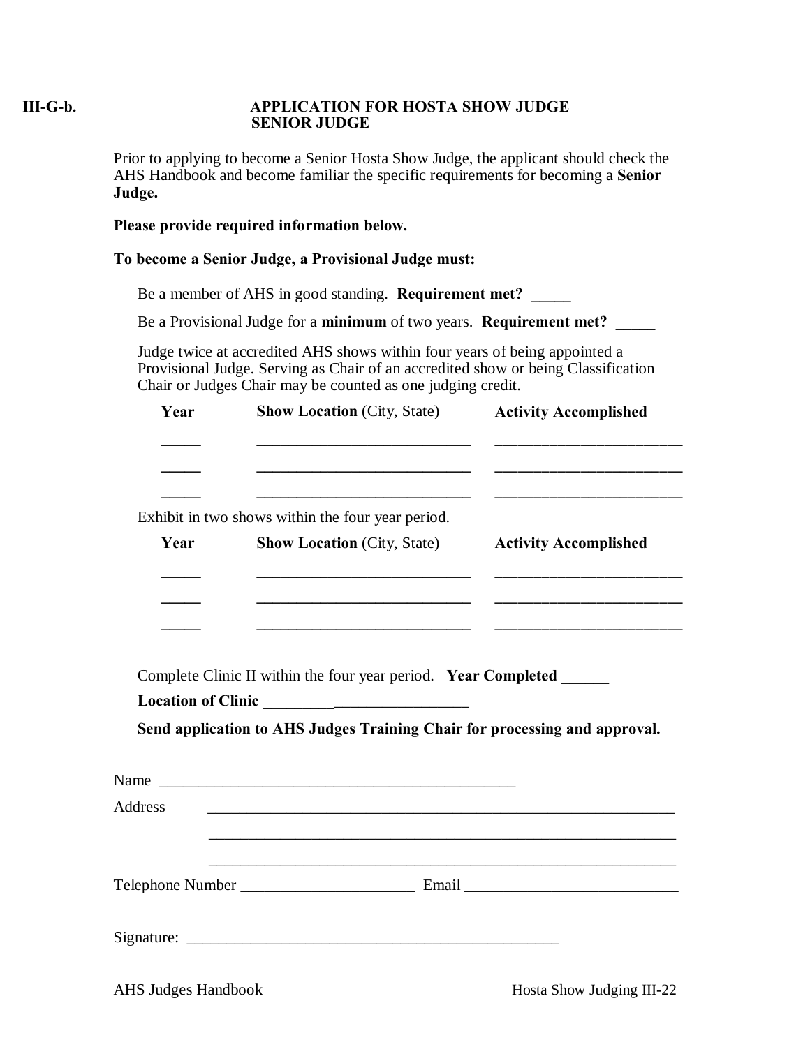**III-G-b.**

# APPLICATION FOR HOSTA SHOW JUDGE
## SENIOR JUDGE

Prior to applying to become a Senior Hosta Show Judge, the applicant should check the AHS Handbook and become familiar the specific requirements for becoming a **Senior Judge.**

**Please provide required information below.**

**To become a Senior Judge, a Provisional Judge must:**

Be a member of AHS in good standing. **Requirement met?** _____

Be a Provisional Judge for a **minimum** of two years. **Requirement met?** _____

Judge twice at accredited AHS shows within four years of being appointed a Provisional Judge. Serving as Chair of an accredited show or being Classification Chair or Judges Chair may be counted as one judging credit.

| **Year** | **Show Location** (City, State) | **Activity Accomplished** |
|---|---|---|
| _____ | ___________________________ | _______________________ |
| _____ | ___________________________ | _______________________ |
| _____ | ___________________________ | _______________________ |

Exhibit in two shows within the four year period.

| **Year** | **Show Location** (City, State) | **Activity Accomplished** |
|---|---|---|
| _____ | ___________________________ | _______________________ |
| _____ | ___________________________ | _______________________ |
| _____ | ___________________________ | _______________________ |

Complete Clinic II within the four year period. **Year Completed** ______

**Location of Clinic** __________________________

**Send application to AHS Judges Training Chair for processing and approval.**

Name _____________________________________________

Address _____________________________________________________________

_____________________________________________________________

_____________________________________________________________

Telephone Number ______________________ Email ___________________________

Signature: _______________________________________________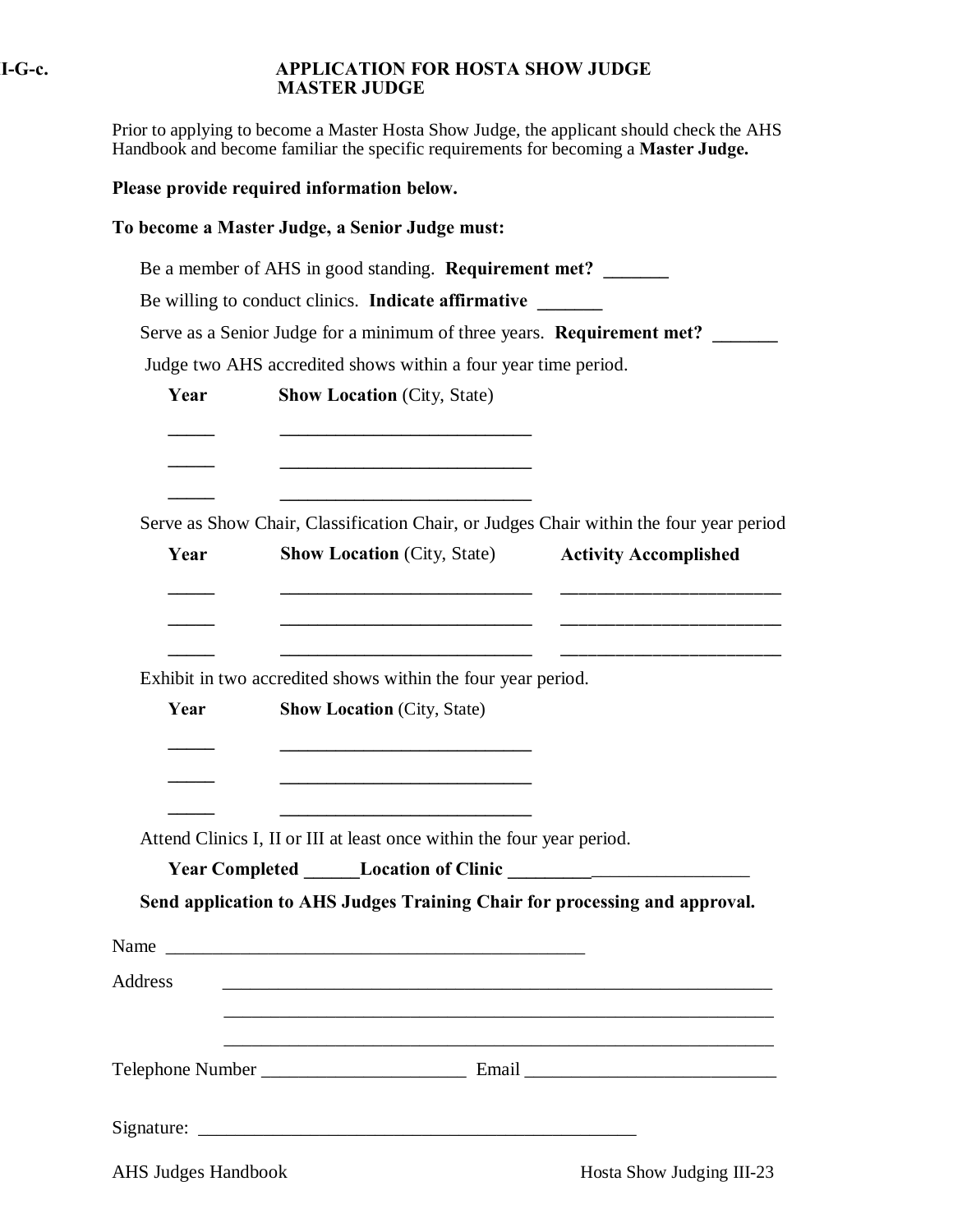# I-G-c. APPLICATION FOR HOSTA SHOW JUDGE MASTER JUDGE

Prior to applying to become a Master Hosta Show Judge, the applicant should check the AHS Handbook and become familiar the specific requirements for becoming a **Master Judge.**

**Please provide required information below.**

**To become a Master Judge, a Senior Judge must:**

Be a member of AHS in good standing. **Requirement met? _______**

Be willing to conduct clinics. **Indicate affirmative _______**

Serve as a Senior Judge for a minimum of three years. **Requirement met? _______**

Judge two AHS accredited shows within a four year time period.

| **Year** | **Show Location** (City, State) |
|---|---|
| _____ | ___________________________ |
| _____ | ___________________________ |
| _____ | ___________________________ |

Serve as Show Chair, Classification Chair, or Judges Chair within the four year period

| **Year** | **Show Location** (City, State) | **Activity Accomplished** |
|---|---|---|
| _____ | ___________________________ | ________________________ |
| _____ | ___________________________ | ________________________ |
| _____ | ___________________________ | ________________________ |

Exhibit in two accredited shows within the four year period.

| **Year** | **Show Location** (City, State) |
|---|---|
| _____ | ___________________________ |
| _____ | ___________________________ |
| _____ | ___________________________ |

Attend Clinics I, II or III at least once within the four year period.

**Year Completed ______Location of Clinic __________________________**

**Send application to AHS Judges Training Chair for processing and approval.**

Name _______________________________________________

Address _____________________________________________________________

_____________________________________________________________

_____________________________________________________________

Telephone Number ______________________ Email ___________________________

Signature: ________________________________________________

AHS Judges Handbook Hosta Show Judging III-23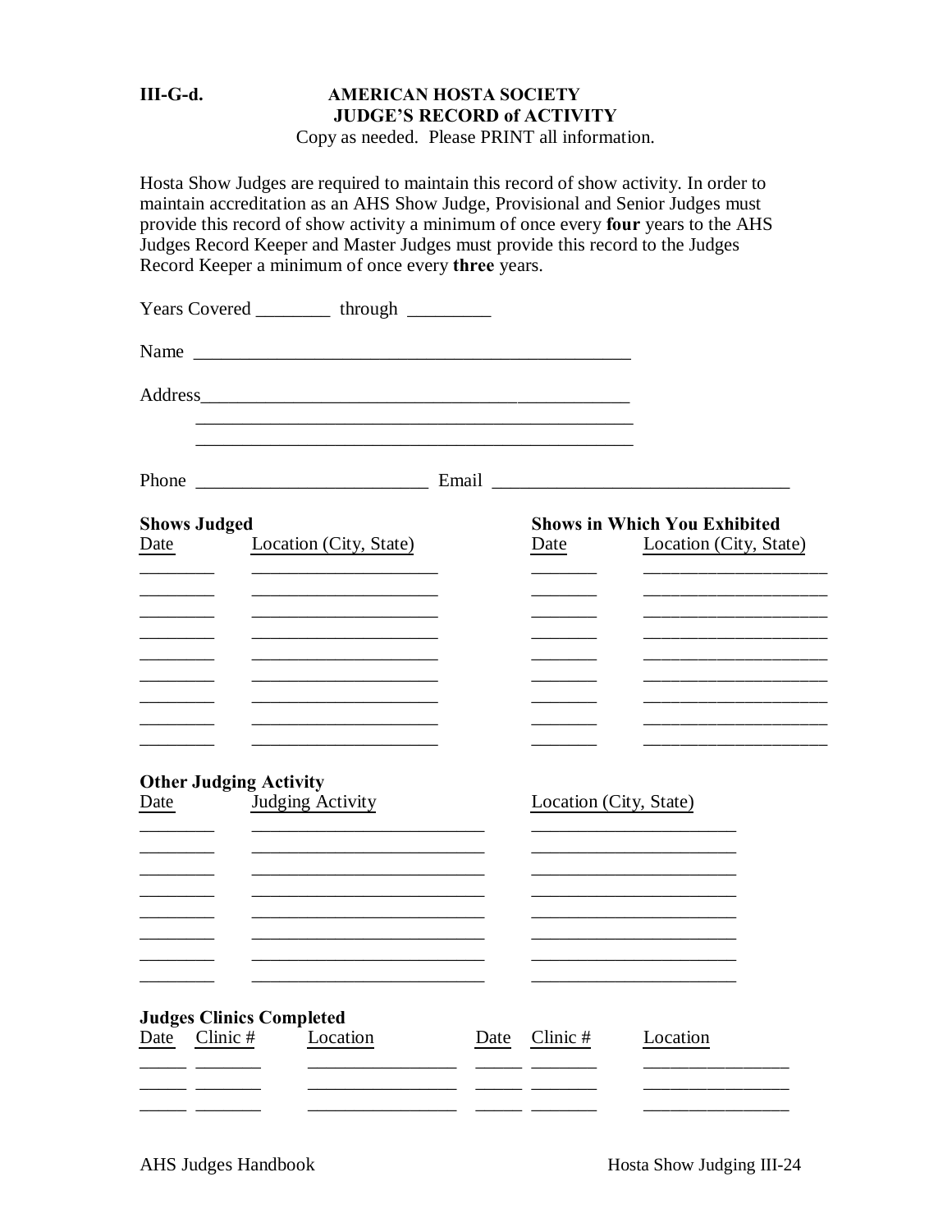III-G-d.

# AMERICAN HOSTA SOCIETY
## JUDGE'S RECORD of ACTIVITY

Copy as needed. Please PRINT all information.

Hosta Show Judges are required to maintain this record of show activity. In order to maintain accreditation as an AHS Show Judge, Provisional and Senior Judges must provide this record of show activity a minimum of once every **four** years to the AHS Judges Record Keeper and Master Judges must provide this record to the Judges Record Keeper a minimum of once every **three** years.

Years Covered ________ through _________

Name _______________________________________________

Address_______________________________________________

_______________________________________________

_______________________________________________

Phone _________________________ Email ________________________________

| **Shows Judged** | | **Shows in Which You Exhibited** | |
|---|---|---|---|
| Date | Location (City, State) | Date | Location (City, State) |
| | | | |
| | | | |
| | | | |
| | | | |
| | | | |
| | | | |
| | | | |
| | | | |
| | | | |

**Other Judging Activity**

| Date | Judging Activity | Location (City, State) |
|---|---|---|
| | | |
| | | |
| | | |
| | | |
| | | |
| | | |
| | | |
| | | |

**Judges Clinics Completed**

| Date | Clinic # | Location | Date | Clinic # | Location |
|---|---|---|---|---|---|
| | | | | | |
| | | | | | |
| | | | | | |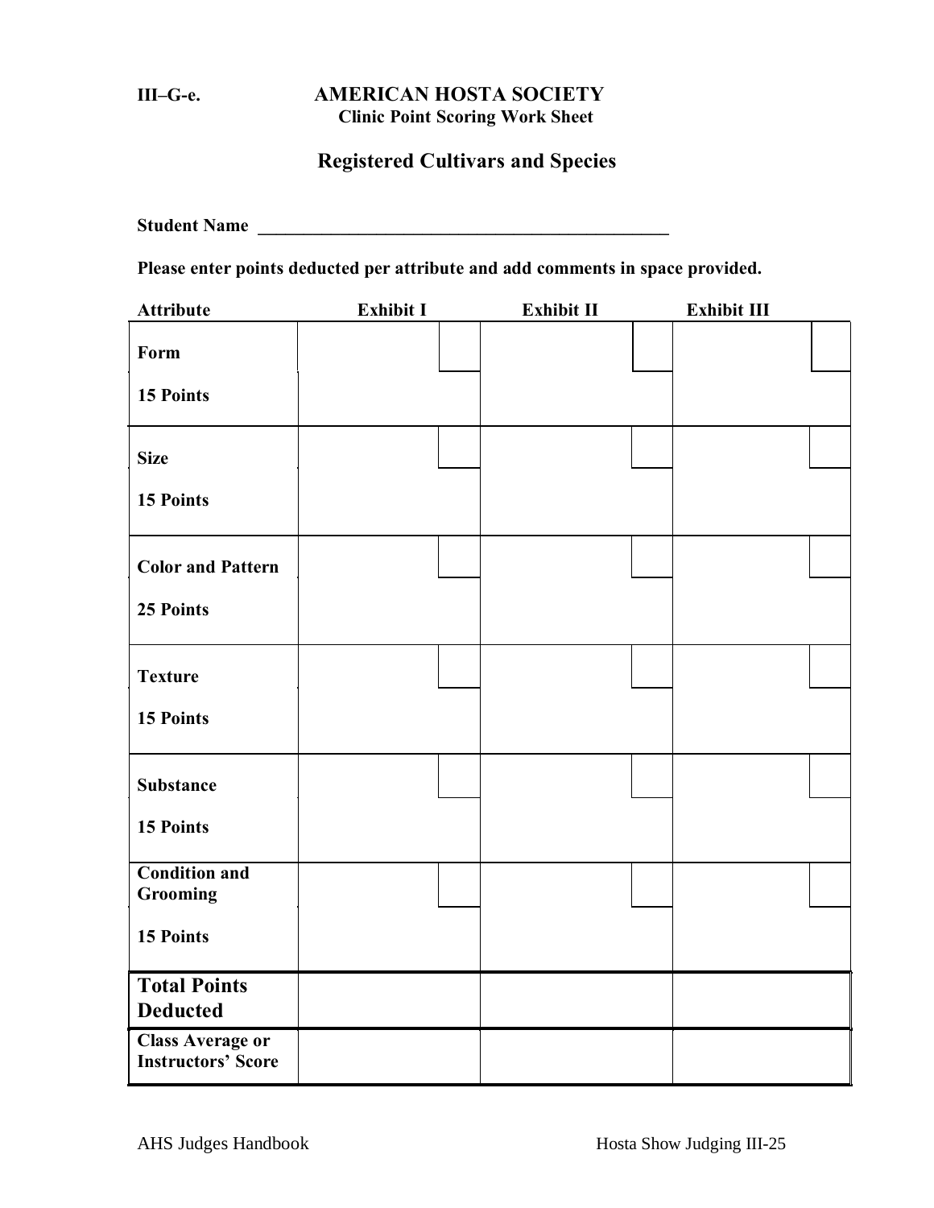III–G-e.

# AMERICAN HOSTA SOCIETY

### Clinic Point Scoring Work Sheet

## Registered Cultivars and Species

**Student Name** _______________________________________________

**Please enter points deducted per attribute and add comments in space provided.**

| Attribute | Exhibit I | Exhibit II | Exhibit III |
|---|---|---|---|
| **Form**<br>**15 Points** | | | |
| **Size**<br>**15 Points** | | | |
| **Color and Pattern**<br>**25 Points** | | | |
| **Texture**<br>**15 Points** | | | |
| **Substance**<br>**15 Points** | | | |
| **Condition and Grooming**<br>**15 Points** | | | |
| **Total Points Deducted** | | | |
| **Class Average or Instructors' Score** | | | |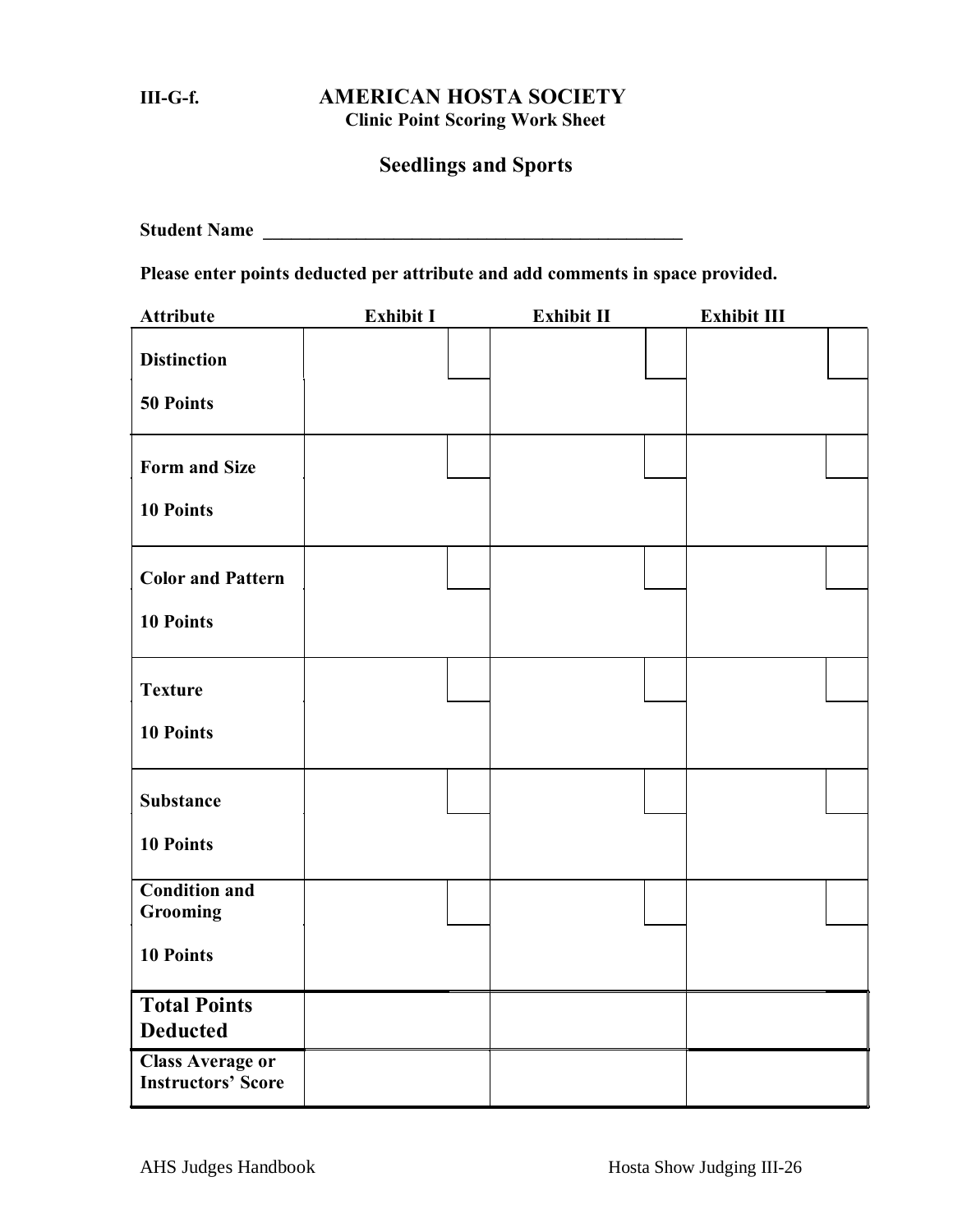III-G-f.

# AMERICAN HOSTA SOCIETY

**Clinic Point Scoring Work Sheet**

## Seedlings and Sports

**Student Name** ____________________________________________

**Please enter points deducted per attribute and add comments in space provided.**

| Attribute | Exhibit I | Exhibit II | Exhibit III |
|---|---|---|---|
| **Distinction**<br>**50 Points** | | | |
| **Form and Size**<br>**10 Points** | | | |
| **Color and Pattern**<br>**10 Points** | | | |
| **Texture**<br>**10 Points** | | | |
| **Substance**<br>**10 Points** | | | |
| **Condition and Grooming**<br>**10 Points** | | | |
| **Total Points Deducted** | | | |
| **Class Average or Instructors' Score** | | | |